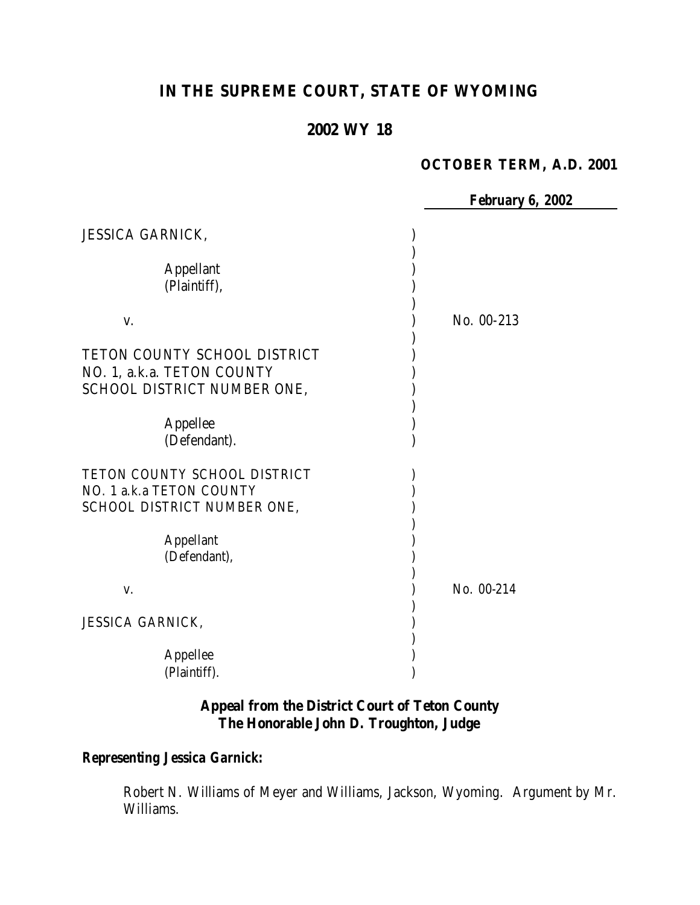# IN THE SUPREME COURT, STATE OF WYOMING

## 2002 WY 18

**OCTOBER TERM, A.D. 2001**

***February 6, 2002***

JESSICA GARNICK,

Appellant
(Plaintiff),

v.

TETON COUNTY SCHOOL DISTRICT NO. 1, a.k.a. TETON COUNTY SCHOOL DISTRICT NUMBER ONE,

Appellee
(Defendant).

No. 00-213

TETON COUNTY SCHOOL DISTRICT NO. 1 a.k.a TETON COUNTY SCHOOL DISTRICT NUMBER ONE,

Appellant
(Defendant),

v.

JESSICA GARNICK,

Appellee
(Plaintiff).

No. 00-214

**Appeal from the District Court of Teton County**
**The Honorable John D. Troughton, Judge**

***Representing Jessica Garnick:***

Robert N. Williams of Meyer and Williams, Jackson, Wyoming. Argument by Mr. Williams.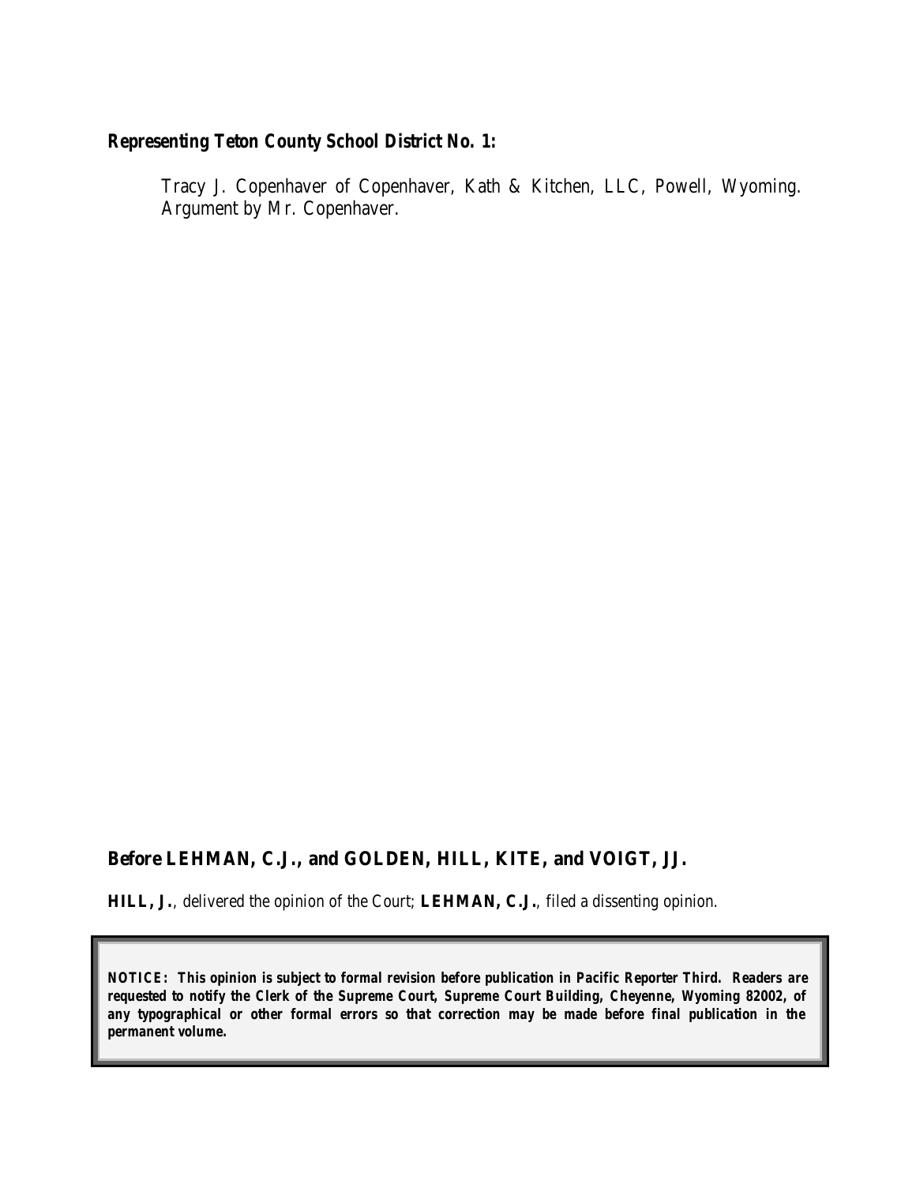**Representing Teton County School District No. 1:**

Tracy J. Copenhaver of Copenhaver, Kath & Kitchen, LLC, Powell, Wyoming. Argument by Mr. Copenhaver.

**Before LEHMAN, C.J., and GOLDEN, HILL, KITE, and VOIGT, JJ.**

**HILL, J.**, *delivered the opinion of the Court;* **LEHMAN, C.J.**, *filed a dissenting opinion.*

**NOTICE: This opinion is subject to formal revision before publication in Pacific Reporter Third. Readers are requested to notify the Clerk of the Supreme Court, Supreme Court Building, Cheyenne, Wyoming 82002, of any typographical or other formal errors so that correction may be made before final publication in the permanent volume.**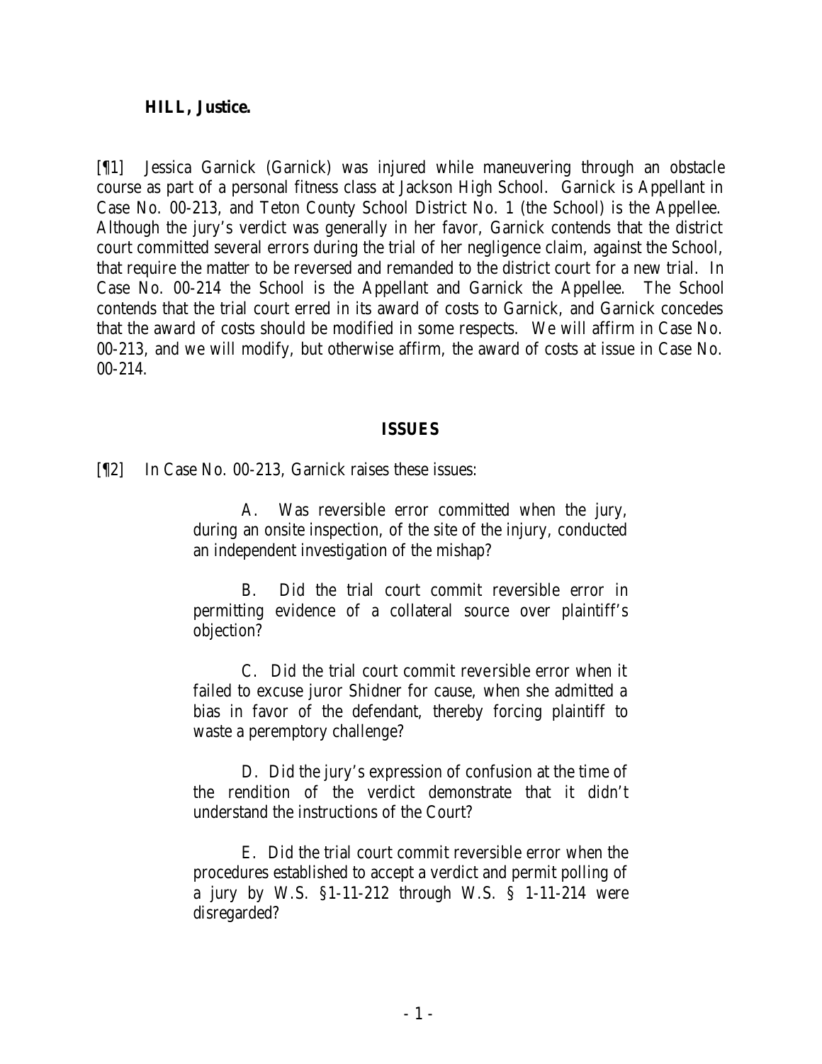**HILL, Justice.**

[¶1] Jessica Garnick (Garnick) was injured while maneuvering through an obstacle course as part of a personal fitness class at Jackson High School. Garnick is Appellant in Case No. 00-213, and Teton County School District No. 1 (the School) is the Appellee. Although the jury's verdict was generally in her favor, Garnick contends that the district court committed several errors during the trial of her negligence claim, against the School, that require the matter to be reversed and remanded to the district court for a new trial. In Case No. 00-214 the School is the Appellant and Garnick the Appellee. The School contends that the trial court erred in its award of costs to Garnick, and Garnick concedes that the award of costs should be modified in some respects. We will affirm in Case No. 00-213, and we will modify, but otherwise affirm, the award of costs at issue in Case No. 00-214.

## ISSUES

[¶2] In Case No. 00-213, Garnick raises these issues:

> A. Was reversible error committed when the jury, during an onsite inspection, of the site of the injury, conducted an independent investigation of the mishap?
>
> B. Did the trial court commit reversible error in permitting evidence of a collateral source over plaintiff's objection?
>
> C. Did the trial court commit reversible error when it failed to excuse juror Shidner for cause, when she admitted a bias in favor of the defendant, thereby forcing plaintiff to waste a peremptory challenge?
>
> D. Did the jury's expression of confusion at the time of the rendition of the verdict demonstrate that it didn't understand the instructions of the Court?
>
> E. Did the trial court commit reversible error when the procedures established to accept a verdict and permit polling of a jury by W.S. §1-11-212 through W.S. § 1-11-214 were disregarded?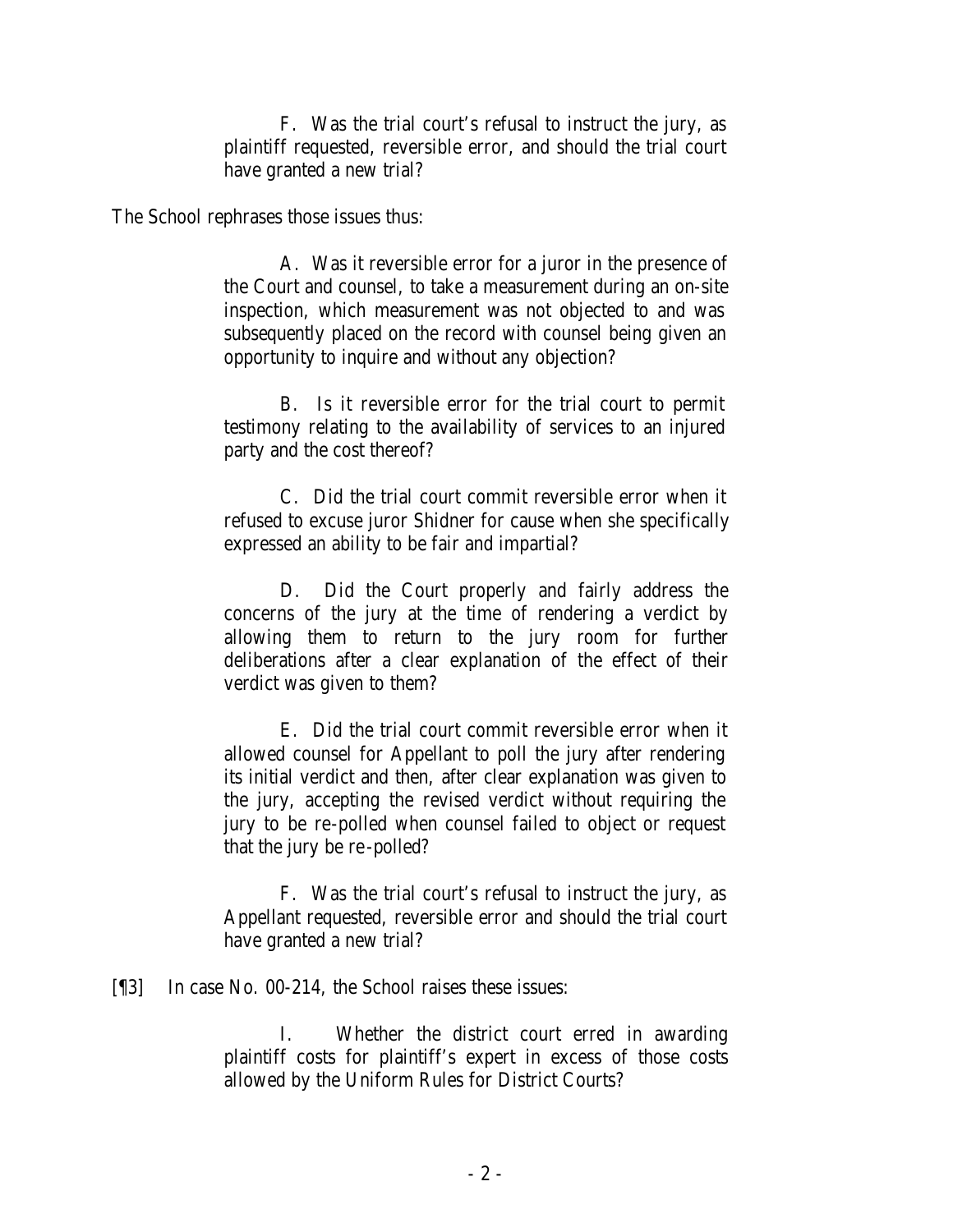> F. Was the trial court's refusal to instruct the jury, as plaintiff requested, reversible error, and should the trial court have granted a new trial?

The School rephrases those issues thus:

> A. Was it reversible error for a juror in the presence of the Court and counsel, to take a measurement during an on-site inspection, which measurement was not objected to and was subsequently placed on the record with counsel being given an opportunity to inquire and without any objection?
>
> B. Is it reversible error for the trial court to permit testimony relating to the availability of services to an injured party and the cost thereof?
>
> C. Did the trial court commit reversible error when it refused to excuse juror Shidner for cause when she specifically expressed an ability to be fair and impartial?
>
> D. Did the Court properly and fairly address the concerns of the jury at the time of rendering a verdict by allowing them to return to the jury room for further deliberations after a clear explanation of the effect of their verdict was given to them?
>
> E. Did the trial court commit reversible error when it allowed counsel for Appellant to poll the jury after rendering its initial verdict and then, after clear explanation was given to the jury, accepting the revised verdict without requiring the jury to be re-polled when counsel failed to object or request that the jury be re-polled?
>
> F. Was the trial court's refusal to instruct the jury, as Appellant requested, reversible error and should the trial court have granted a new trial?

[¶3] In case No. 00-214, the School raises these issues:

> I. Whether the district court erred in awarding plaintiff costs for plaintiff's expert in excess of those costs allowed by the Uniform Rules for District Courts?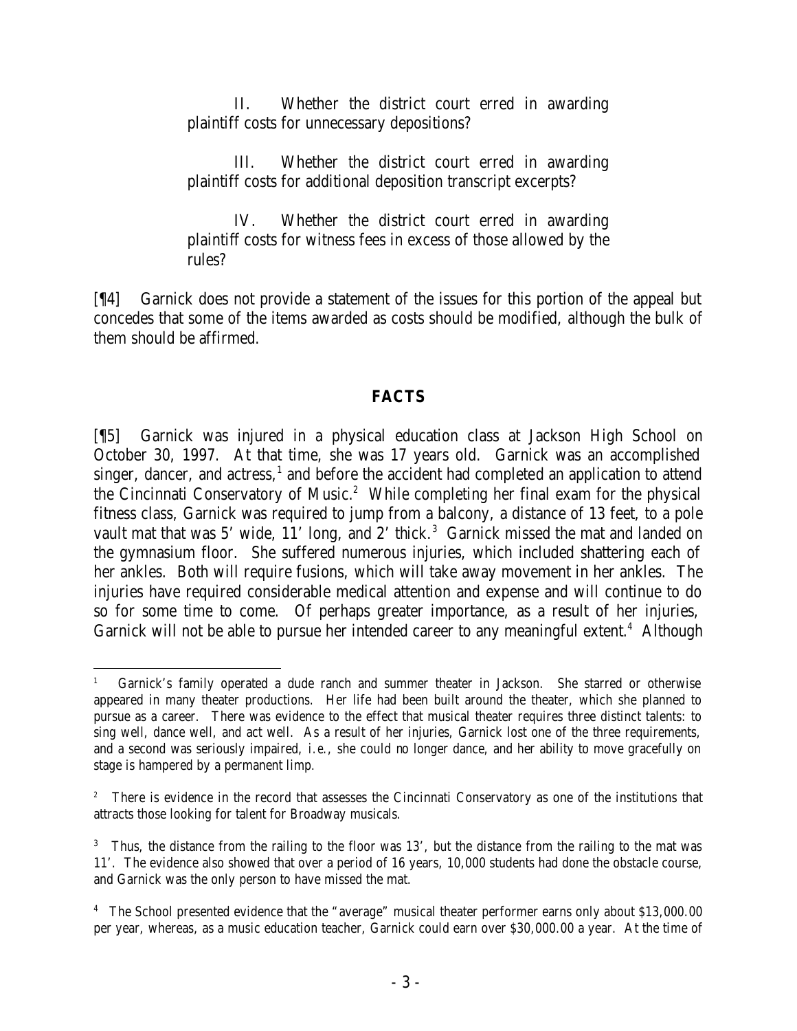II. Whether the district court erred in awarding plaintiff costs for unnecessary depositions?

III. Whether the district court erred in awarding plaintiff costs for additional deposition transcript excerpts?

IV. Whether the district court erred in awarding plaintiff costs for witness fees in excess of those allowed by the rules?

[¶4] Garnick does not provide a statement of the issues for this portion of the appeal but concedes that some of the items awarded as costs should be modified, although the bulk of them should be affirmed.

## FACTS

[¶5] Garnick was injured in a physical education class at Jackson High School on October 30, 1997. At that time, she was 17 years old. Garnick was an accomplished singer, dancer, and actress,[1] and before the accident had completed an application to attend the Cincinnati Conservatory of Music.[2] While completing her final exam for the physical fitness class, Garnick was required to jump from a balcony, a distance of 13 feet, to a pole vault mat that was 5' wide, 11' long, and 2' thick.[3] Garnick missed the mat and landed on the gymnasium floor. She suffered numerous injuries, which included shattering each of her ankles. Both will require fusions, which will take away movement in her ankles. The injuries have required considerable medical attention and expense and will continue to do so for some time to come. Of perhaps greater importance, as a result of her injuries, Garnick will not be able to pursue her intended career to any meaningful extent.[4] Although

---

[1] Garnick's family operated a dude ranch and summer theater in Jackson. She starred or otherwise appeared in many theater productions. Her life had been built around the theater, which she planned to pursue as a career. There was evidence to the effect that musical theater requires three distinct talents: to sing well, dance well, and act well. As a result of her injuries, Garnick lost one of the three requirements, and a second was seriously impaired, *i.e.*, she could no longer dance, and her ability to move gracefully on stage is hampered by a permanent limp.

[2] There is evidence in the record that assesses the Cincinnati Conservatory as one of the institutions that attracts those looking for talent for Broadway musicals.

[3] Thus, the distance from the railing to the floor was 13', but the distance from the railing to the mat was 11'. The evidence also showed that over a period of 16 years, 10,000 students had done the obstacle course, and Garnick was the only person to have missed the mat.

[4] The School presented evidence that the "average" musical theater performer earns only about $13,000.00 per year, whereas, as a music education teacher, Garnick could earn over $30,000.00 a year. At the time of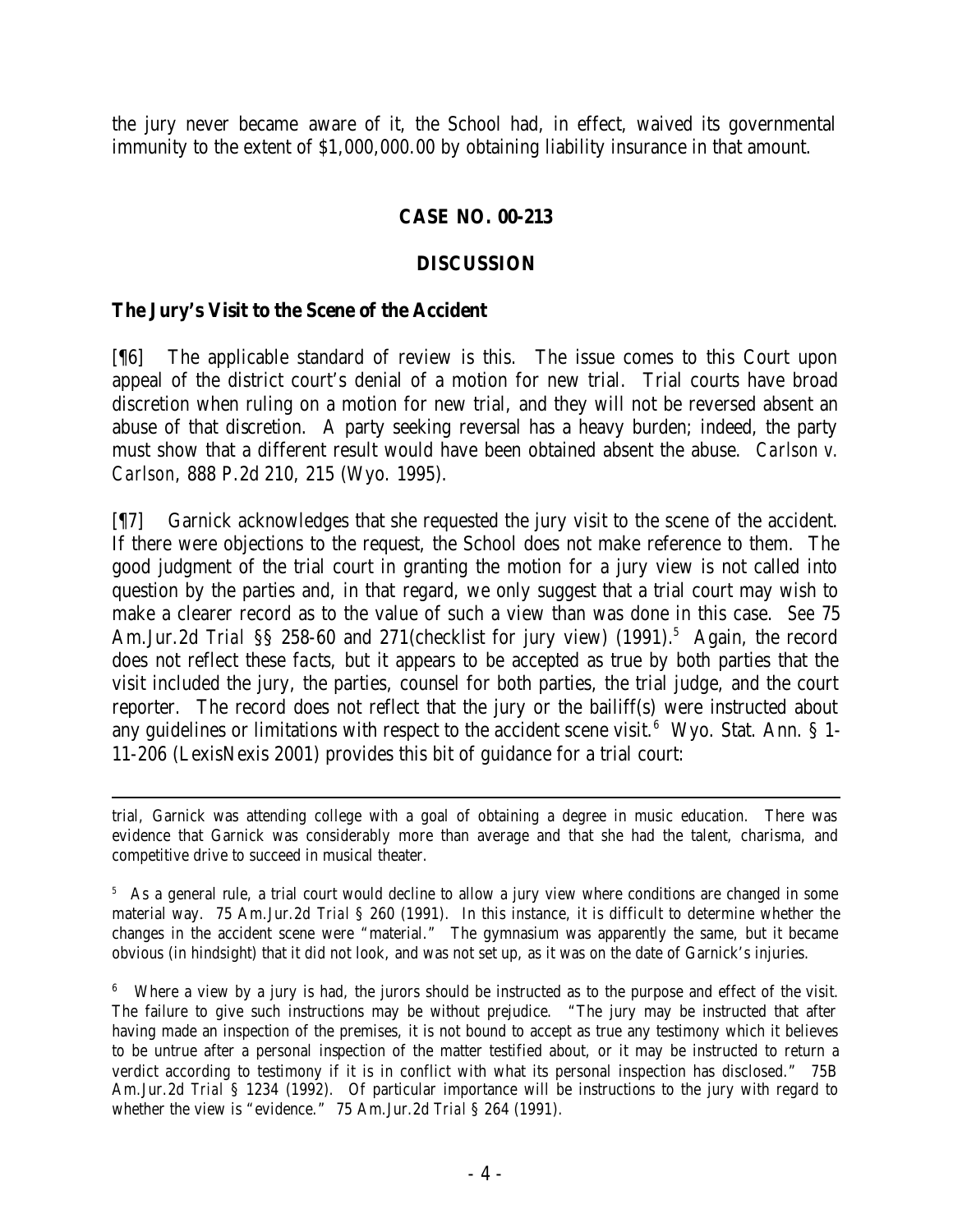the jury never became aware of it, the School had, in effect, waived its governmental immunity to the extent of $1,000,000.00 by obtaining liability insurance in that amount.

## CASE NO. 00-213

## DISCUSSION

### The Jury's Visit to the Scene of the Accident

[¶6] The applicable standard of review is this. The issue comes to this Court upon appeal of the district court's denial of a motion for new trial. Trial courts have broad discretion when ruling on a motion for new trial, and they will not be reversed absent an abuse of that discretion. A party seeking reversal has a heavy burden; indeed, the party must show that a different result would have been obtained absent the abuse. *Carlson v. Carlson*, 888 P.2d 210, 215 (Wyo. 1995).

[¶7] Garnick acknowledges that she requested the jury visit to the scene of the accident. If there were objections to the request, the School does not make reference to them. The good judgment of the trial court in granting the motion for a jury view is not called into question by the parties and, in that regard, we only suggest that a trial court may wish to make a clearer record as to the value of such a view than was done in this case. *See* 75 Am.Jur.2d *Trial* §§ 258-60 and 271(checklist for jury view) (1991).[5] Again, the record does not reflect these facts, but it appears to be accepted as true by both parties that the visit included the jury, the parties, counsel for both parties, the trial judge, and the court reporter. The record does not reflect that the jury or the bailiff(s) were instructed about any guidelines or limitations with respect to the accident scene visit.[6] Wyo. Stat. Ann. § 1-11-206 (LexisNexis 2001) provides this bit of guidance for a trial court:

---

trial, Garnick was attending college with a goal of obtaining a degree in music education. There was evidence that Garnick was considerably more than average and that she had the talent, charisma, and competitive drive to succeed in musical theater.

[5] As a general rule, a trial court would decline to allow a jury view where conditions are changed in some material way. 75 Am.Jur.2d *Trial* § 260 (1991). In this instance, it is difficult to determine whether the changes in the accident scene were "material." The gymnasium was apparently the same, but it became obvious (in hindsight) that it did not look, and was not set up, as it was on the date of Garnick's injuries.

[6] Where a view by a jury is had, the jurors should be instructed as to the purpose and effect of the visit. The failure to give such instructions may be without prejudice. "The jury may be instructed that after having made an inspection of the premises, it is not bound to accept as true any testimony which it believes to be untrue after a personal inspection of the matter testified about, or it may be instructed to return a verdict according to testimony if it is in conflict with what its personal inspection has disclosed." 75B Am.Jur.2d *Trial* § 1234 (1992). Of particular importance will be instructions to the jury with regard to whether the view is "evidence." 75 Am.Jur.2d *Trial* § 264 (1991).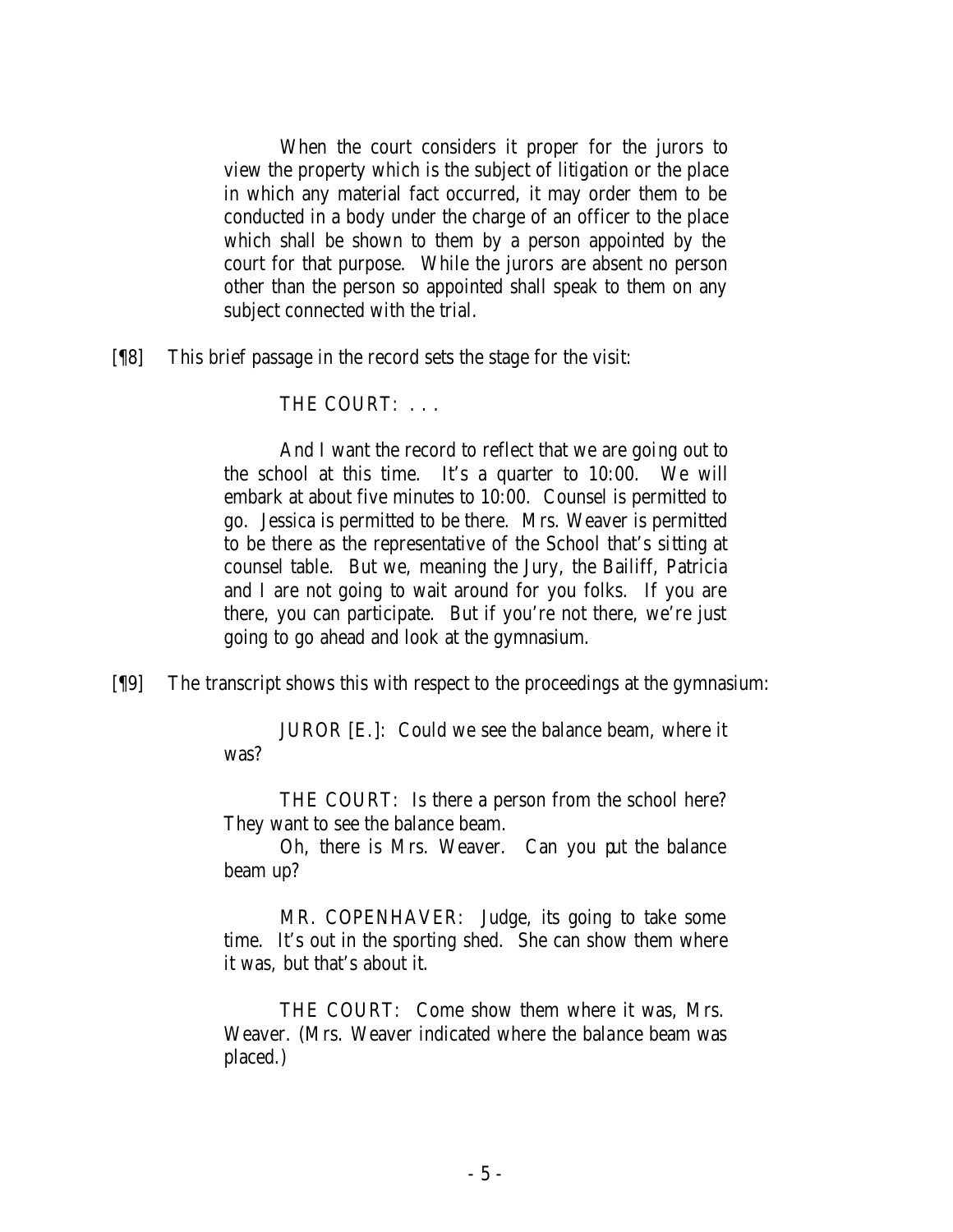> When the court considers it proper for the jurors to view the property which is the subject of litigation or the place in which any material fact occurred, it may order them to be conducted in a body under the charge of an officer to the place which shall be shown to them by a person appointed by the court for that purpose. While the jurors are absent no person other than the person so appointed shall speak to them on any subject connected with the trial.

[¶8] This brief passage in the record sets the stage for the visit:

> THE COURT: . . .
>
> And I want the record to reflect that we are going out to the school at this time. It's a quarter to 10:00. We will embark at about five minutes to 10:00. Counsel is permitted to go. Jessica is permitted to be there. Mrs. Weaver is permitted to be there as the representative of the School that's sitting at counsel table. But we, meaning the Jury, the Bailiff, Patricia and I are not going to wait around for you folks. If you are there, you can participate. But if you're not there, we're just going to go ahead and look at the gymnasium.

[¶9] The transcript shows this with respect to the proceedings at the gymnasium:

> JUROR [E.]: Could we see the balance beam, where it was?
>
> THE COURT: Is there a person from the school here? They want to see the balance beam.
>
> Oh, there is Mrs. Weaver. Can you put the balance beam up?
>
> MR. COPENHAVER: Judge, its going to take some time. It's out in the sporting shed. She can show them where it was, but that's about it.
>
> THE COURT: Come show them where it was, Mrs. Weaver. (Mrs. Weaver indicated where the balance beam was placed.)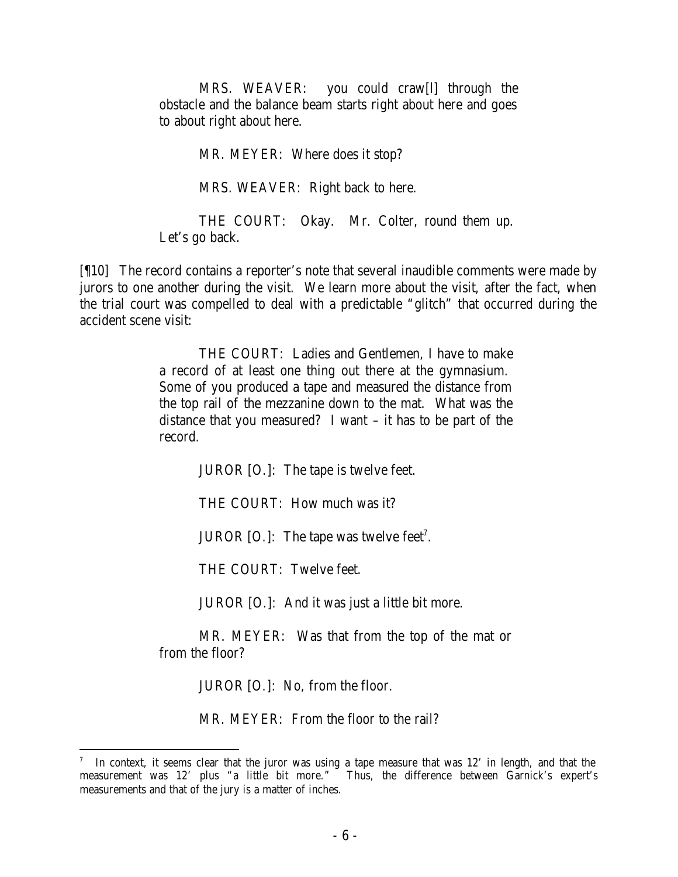MRS. WEAVER: you could craw[l] through the obstacle and the balance beam starts right about here and goes to about right about here.

MR. MEYER: Where does it stop?

MRS. WEAVER: Right back to here.

THE COURT: Okay. Mr. Colter, round them up. Let's go back.

[¶10] The record contains a reporter's note that several inaudible comments were made by jurors to one another during the visit. We learn more about the visit, after the fact, when the trial court was compelled to deal with a predictable "glitch" that occurred during the accident scene visit:

> THE COURT: Ladies and Gentlemen, I have to make a record of at least one thing out there at the gymnasium. Some of you produced a tape and measured the distance from the top rail of the mezzanine down to the mat. What was the distance that you measured? I want – it has to be part of the record.
>
> JUROR [O.]: The tape is twelve feet.
>
> THE COURT: How much was it?
>
> JUROR [O.]: The tape was twelve feet[7].
>
> THE COURT: Twelve feet.
>
> JUROR [O.]: And it was just a little bit more.
>
> MR. MEYER: Was that from the top of the mat or from the floor?
>
> JUROR [O.]: No, from the floor.
>
> MR. MEYER: From the floor to the rail?

[7] In context, it seems clear that the juror was using a tape measure that was 12' in length, and that the measurement was 12' plus "a little bit more." Thus, the difference between Garnick's expert's measurements and that of the jury is a matter of inches.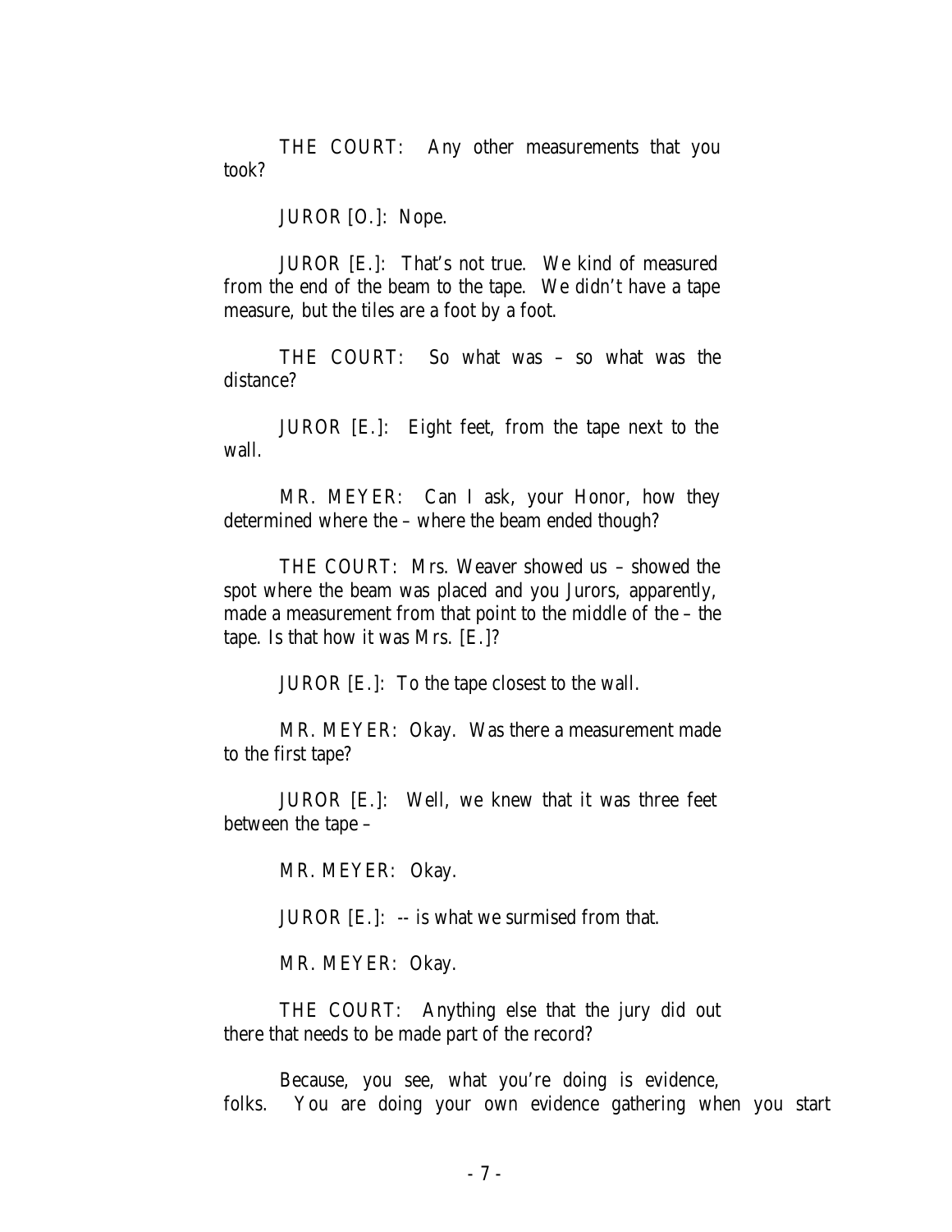THE COURT: Any other measurements that you took?

JUROR [O.]: Nope.

JUROR [E.]: That's not true. We kind of measured from the end of the beam to the tape. We didn't have a tape measure, but the tiles are a foot by a foot.

THE COURT: So what was – so what was the distance?

JUROR [E.]: Eight feet, from the tape next to the wall.

MR. MEYER: Can I ask, your Honor, how they determined where the – where the beam ended though?

THE COURT: Mrs. Weaver showed us – showed the spot where the beam was placed and you Jurors, apparently, made a measurement from that point to the middle of the – the tape. Is that how it was Mrs. [E.]?

JUROR [E.]: To the tape closest to the wall.

MR. MEYER: Okay. Was there a measurement made to the first tape?

JUROR [E.]: Well, we knew that it was three feet between the tape –

MR. MEYER: Okay.

JUROR [E.]: -- is what we surmised from that.

MR. MEYER: Okay.

THE COURT: Anything else that the jury did out there that needs to be made part of the record?

Because, you see, what you're doing is evidence, folks. You are doing your own evidence gathering when you start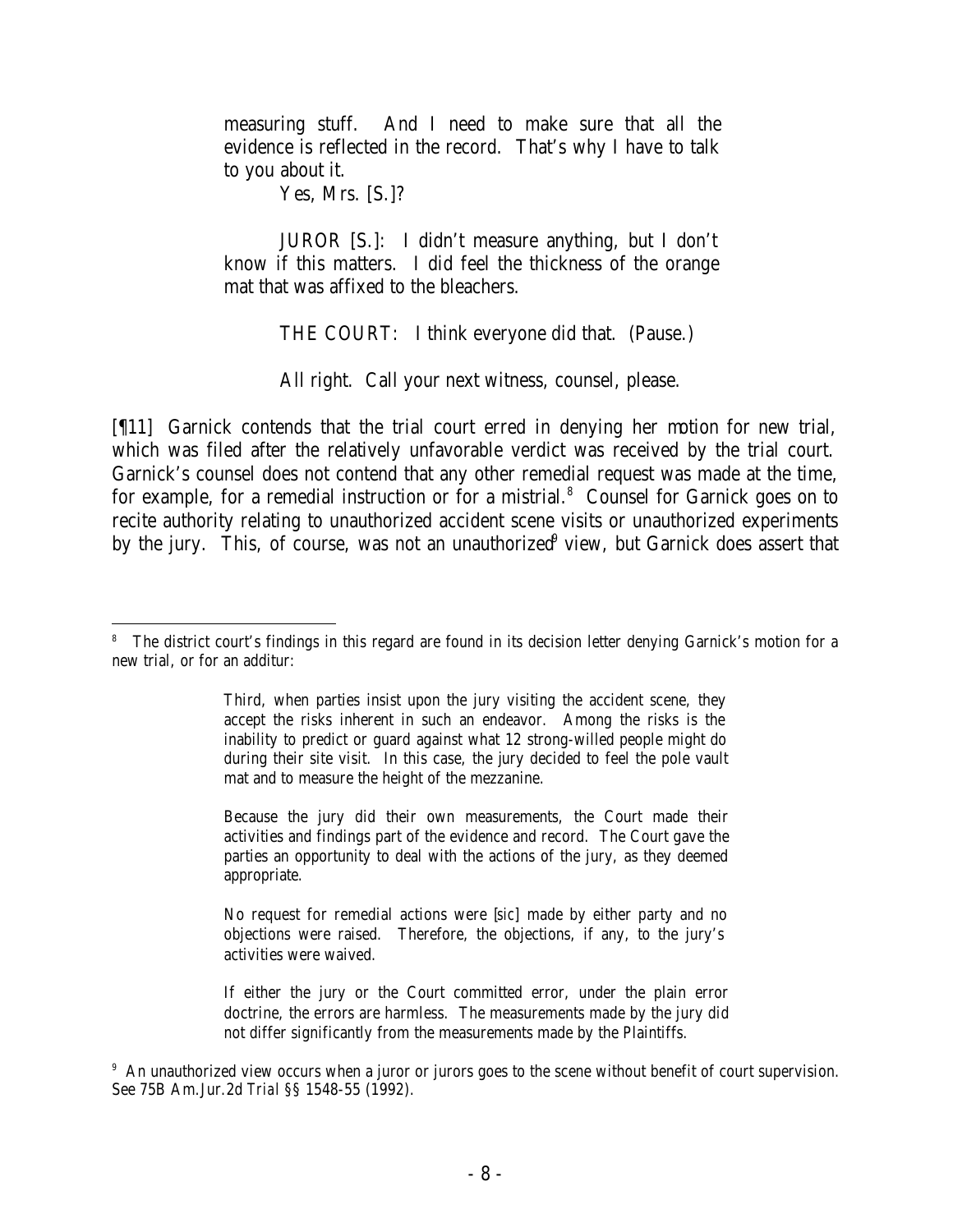measuring stuff. And I need to make sure that all the evidence is reflected in the record. That's why I have to talk to you about it.

Yes, Mrs. [S.]?

JUROR [S.]: I didn't measure anything, but I don't know if this matters. I did feel the thickness of the orange mat that was affixed to the bleachers.

THE COURT: I think everyone did that. (Pause.)

All right. Call your next witness, counsel, please.

[¶11] Garnick contends that the trial court erred in denying her motion for new trial, which was filed after the relatively unfavorable verdict was received by the trial court. Garnick's counsel does not contend that any other remedial request was made at the time, for example, for a remedial instruction or for a mistrial.[8] Counsel for Garnick goes on to recite authority relating to unauthorized accident scene visits or unauthorized experiments by the jury. This, of course, was not an unauthorized[9] view, but Garnick does assert that

---

[8] The district court's findings in this regard are found in its decision letter denying Garnick's motion for a new trial, or for an additur:

> Third, when parties insist upon the jury visiting the accident scene, they accept the risks inherent in such an endeavor. Among the risks is the inability to predict or guard against what 12 strong-willed people might do during their site visit. In this case, the jury decided to feel the pole vault mat and to measure the height of the mezzanine.
>
> Because the jury did their own measurements, the Court made their activities and findings part of the evidence and record. The Court gave the parties an opportunity to deal with the actions of the jury, as they deemed appropriate.
>
> No request for remedial actions were [sic] made by either party and no objections were raised. Therefore, the objections, if any, to the jury's activities were waived.
>
> If either the jury or the Court committed error, under the plain error doctrine, the errors are harmless. The measurements made by the jury did not differ significantly from the measurements made by the Plaintiffs.

[9] An unauthorized view occurs when a juror or jurors goes to the scene without benefit of court supervision. See 75B Am.Jur.2d *Trial* §§ 1548-55 (1992).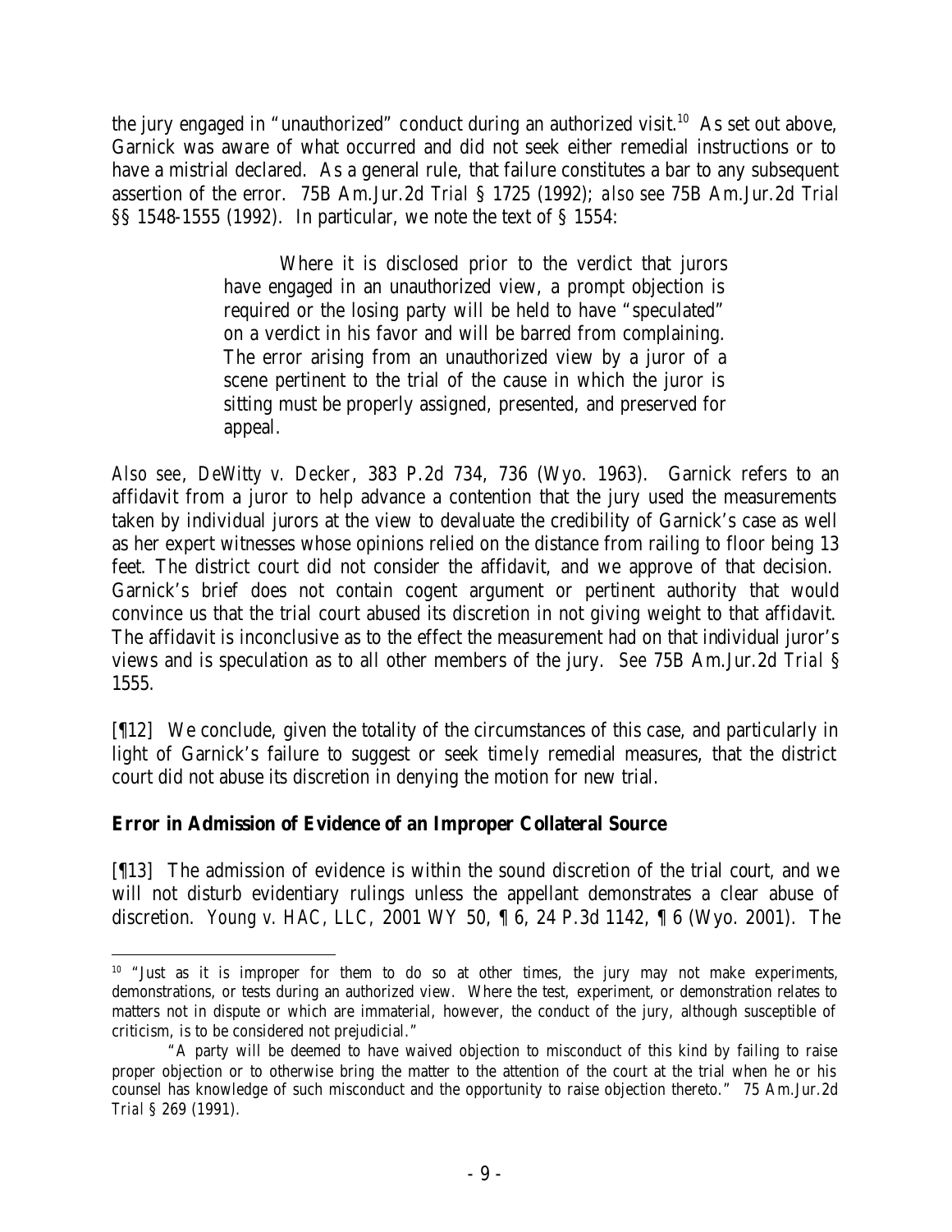the jury engaged in "unauthorized" conduct during an authorized visit.[10] As set out above, Garnick was aware of what occurred and did not seek either remedial instructions or to have a mistrial declared. As a general rule, that failure constitutes a bar to any subsequent assertion of the error. 75B Am.Jur.2d *Trial* § 1725 (1992); *also see* 75B Am.Jur.2d *Trial* §§ 1548-1555 (1992). In particular, we note the text of § 1554:

> Where it is disclosed prior to the verdict that jurors have engaged in an unauthorized view, a prompt objection is required or the losing party will be held to have "speculated" on a verdict in his favor and will be barred from complaining. The error arising from an unauthorized view by a juror of a scene pertinent to the trial of the cause in which the juror is sitting must be properly assigned, presented, and preserved for appeal.

*Also see*, *DeWitty v. Decker*, 383 P.2d 734, 736 (Wyo. 1963). Garnick refers to an affidavit from a juror to help advance a contention that the jury used the measurements taken by individual jurors at the view to devaluate the credibility of Garnick's case as well as her expert witnesses whose opinions relied on the distance from railing to floor being 13 feet. The district court did not consider the affidavit, and we approve of that decision. Garnick's brief does not contain cogent argument or pertinent authority that would convince us that the trial court abused its discretion in not giving weight to that affidavit. The affidavit is inconclusive as to the effect the measurement had on that individual juror's views and is speculation as to all other members of the jury. *See* 75B Am.Jur.2d *Trial* § 1555.

[¶12] We conclude, given the totality of the circumstances of this case, and particularly in light of Garnick's failure to suggest or seek timely remedial measures, that the district court did not abuse its discretion in denying the motion for new trial.

**Error in Admission of Evidence of an Improper Collateral Source**

[¶13] The admission of evidence is within the sound discretion of the trial court, and we will not disturb evidentiary rulings unless the appellant demonstrates a clear abuse of discretion. *Young v. HAC, LLC*, 2001 WY 50, ¶ 6, 24 P.3d 1142, ¶ 6 (Wyo. 2001). The

---

[10] "Just as it is improper for them to do so at other times, the jury may not make experiments, demonstrations, or tests during an authorized view. Where the test, experiment, or demonstration relates to matters not in dispute or which are immaterial, however, the conduct of the jury, although susceptible of criticism, is to be considered not prejudicial."

"A party will be deemed to have waived objection to misconduct of this kind by failing to raise proper objection or to otherwise bring the matter to the attention of the court at the trial when he or his counsel has knowledge of such misconduct and the opportunity to raise objection thereto." 75 Am.Jur.2d *Trial* § 269 (1991).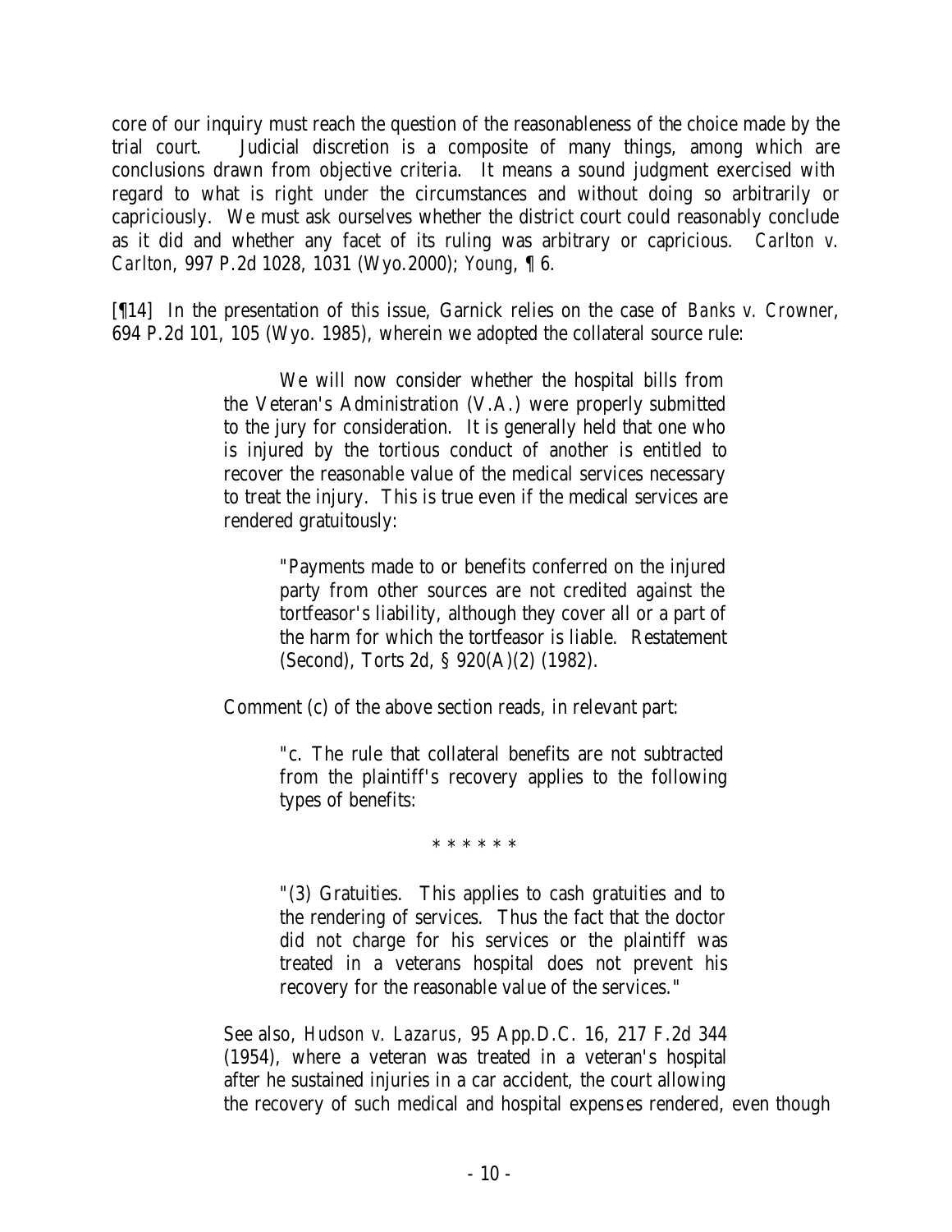core of our inquiry must reach the question of the reasonableness of the choice made by the trial court. Judicial discretion is a composite of many things, among which are conclusions drawn from objective criteria. It means a sound judgment exercised with regard to what is right under the circumstances and without doing so arbitrarily or capriciously. We must ask ourselves whether the district court could reasonably conclude as it did and whether any facet of its ruling was arbitrary or capricious. *Carlton v. Carlton*, 997 P.2d 1028, 1031 (Wyo.2000); *Young*, ¶ 6.

[¶14] In the presentation of this issue, Garnick relies on the case of *Banks v. Crowner*, 694 P.2d 101, 105 (Wyo. 1985), wherein we adopted the collateral source rule:

> We will now consider whether the hospital bills from the Veteran's Administration (V.A.) were properly submitted to the jury for consideration. It is generally held that one who is injured by the tortious conduct of another is entitled to recover the reasonable value of the medical services necessary to treat the injury. This is true even if the medical services are rendered gratuitously:
>
> > "Payments made to or benefits conferred on the injured party from other sources are not credited against the tortfeasor's liability, although they cover all or a part of the harm for which the tortfeasor is liable. Restatement (Second), Torts 2d, § 920(A)(2) (1982).
>
> Comment (c) of the above section reads, in relevant part:
>
> > "c. The rule that collateral benefits are not subtracted from the plaintiff's recovery applies to the following types of benefits:
> >
> > \* \* \* \* \* \*
> >
> > "(3) Gratuities. This applies to cash gratuities and to the rendering of services. Thus the fact that the doctor did not charge for his services or the plaintiff was treated in a veterans hospital does not prevent his recovery for the reasonable value of the services."
>
> See also, *Hudson v. Lazarus*, 95 App.D.C. 16, 217 F.2d 344 (1954), where a veteran was treated in a veteran's hospital after he sustained injuries in a car accident, the court allowing the recovery of such medical and hospital expenses rendered, even though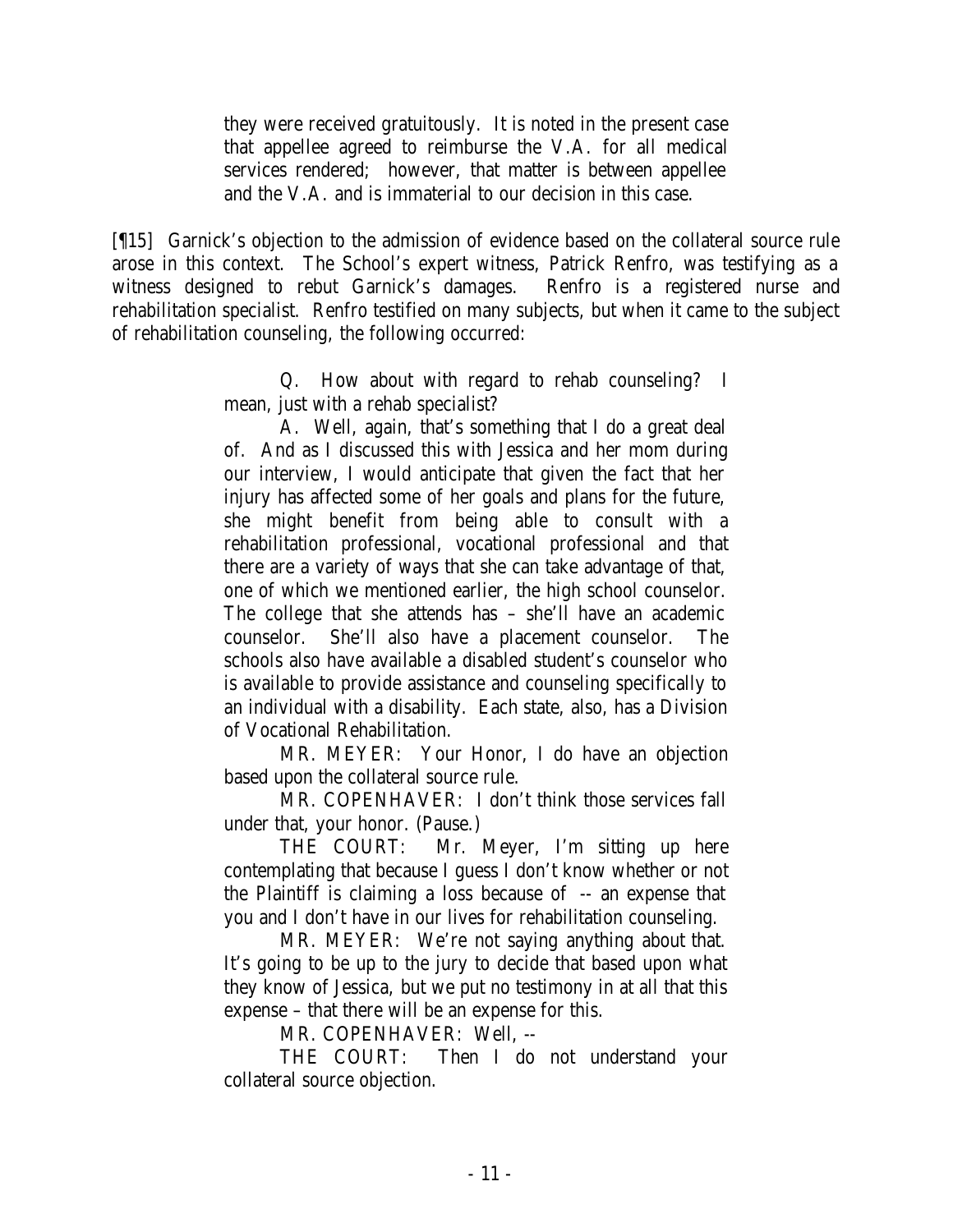> they were received gratuitously. It is noted in the present case that appellee agreed to reimburse the V.A. for all medical services rendered; however, that matter is between appellee and the V.A. and is immaterial to our decision in this case.

[¶15] Garnick's objection to the admission of evidence based on the collateral source rule arose in this context. The School's expert witness, Patrick Renfro, was testifying as a witness designed to rebut Garnick's damages. Renfro is a registered nurse and rehabilitation specialist. Renfro testified on many subjects, but when it came to the subject of rehabilitation counseling, the following occurred:

> Q. How about with regard to rehab counseling? I mean, just with a rehab specialist?
>
> A. Well, again, that's something that I do a great deal of. And as I discussed this with Jessica and her mom during our interview, I would anticipate that given the fact that her injury has affected some of her goals and plans for the future, she might benefit from being able to consult with a rehabilitation professional, vocational professional and that there are a variety of ways that she can take advantage of that, one of which we mentioned earlier, the high school counselor. The college that she attends has – she'll have an academic counselor. She'll also have a placement counselor. The schools also have available a disabled student's counselor who is available to provide assistance and counseling specifically to an individual with a disability. Each state, also, has a Division of Vocational Rehabilitation.
>
> MR. MEYER: Your Honor, I do have an objection based upon the collateral source rule.
>
> MR. COPENHAVER: I don't think those services fall under that, your honor. (Pause.)
>
> THE COURT: Mr. Meyer, I'm sitting up here contemplating that because I guess I don't know whether or not the Plaintiff is claiming a loss because of -- an expense that you and I don't have in our lives for rehabilitation counseling.
>
> MR. MEYER: We're not saying anything about that. It's going to be up to the jury to decide that based upon what they know of Jessica, but we put no testimony in at all that this expense – that there will be an expense for this.
>
> MR. COPENHAVER: Well, --
>
> THE COURT: Then I do not understand your collateral source objection.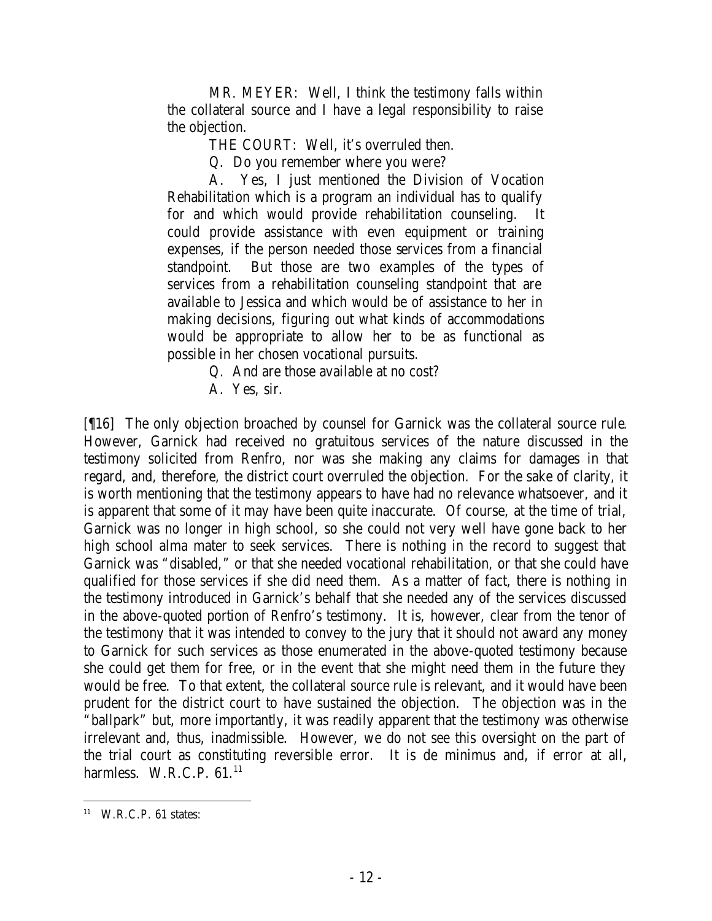MR. MEYER: Well, I think the testimony falls within the collateral source and I have a legal responsibility to raise the objection.

THE COURT: Well, it's overruled then.

Q. Do you remember where you were?

A. Yes, I just mentioned the Division of Vocation Rehabilitation which is a program an individual has to qualify for and which would provide rehabilitation counseling. It could provide assistance with even equipment or training expenses, if the person needed those services from a financial standpoint. But those are two examples of the types of services from a rehabilitation counseling standpoint that are available to Jessica and which would be of assistance to her in making decisions, figuring out what kinds of accommodations would be appropriate to allow her to be as functional as possible in her chosen vocational pursuits.

Q. And are those available at no cost?

A. Yes, sir.

[¶16] The only objection broached by counsel for Garnick was the collateral source rule. However, Garnick had received no gratuitous services of the nature discussed in the testimony solicited from Renfro, nor was she making any claims for damages in that regard, and, therefore, the district court overruled the objection. For the sake of clarity, it is worth mentioning that the testimony appears to have had no relevance whatsoever, and it is apparent that some of it may have been quite inaccurate. Of course, at the time of trial, Garnick was no longer in high school, so she could not very well have gone back to her high school alma mater to seek services. There is nothing in the record to suggest that Garnick was "disabled," or that she needed vocational rehabilitation, or that she could have qualified for those services if she did need them. As a matter of fact, there is nothing in the testimony introduced in Garnick's behalf that she needed any of the services discussed in the above-quoted portion of Renfro's testimony. It is, however, clear from the tenor of the testimony that it was intended to convey to the jury that it should not award any money to Garnick for such services as those enumerated in the above-quoted testimony because she could get them for free, or in the event that she might need them in the future they would be free. To that extent, the collateral source rule is relevant, and it would have been prudent for the district court to have sustained the objection. The objection was in the "ballpark" but, more importantly, it was readily apparent that the testimony was otherwise irrelevant and, thus, inadmissible. However, we do not see this oversight on the part of the trial court as constituting reversible error. It is de minimus and, if error at all, harmless. W.R.C.P. 61.[11]

[11] W.R.C.P. 61 states: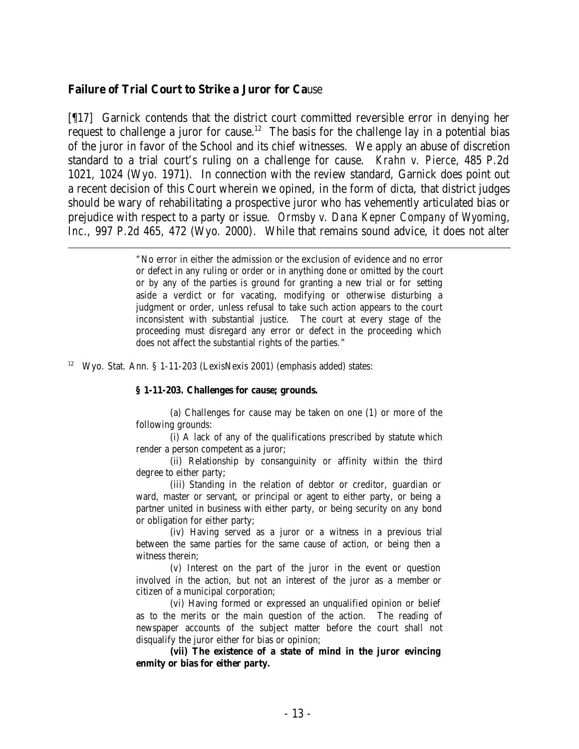## Failure of Trial Court to Strike a Juror for Cause

[¶17] Garnick contends that the district court committed reversible error in denying her request to challenge a juror for cause.[12] The basis for the challenge lay in a potential bias of the juror in favor of the School and its chief witnesses. We apply an abuse of discretion standard to a trial court's ruling on a challenge for cause. *Krahn v. Pierce*, 485 P.2d 1021, 1024 (Wyo. 1971). In connection with the review standard, Garnick does point out a recent decision of this Court wherein we opined, in the form of dicta, that district judges should be wary of rehabilitating a prospective juror who has vehemently articulated bias or prejudice with respect to a party or issue. *Ormsby v. Dana Kepner Company of Wyoming, Inc.*, 997 P.2d 465, 472 (Wyo. 2000). While that remains sound advice, it does not alter

---

> "No error in either the admission or the exclusion of evidence and no error or defect in any ruling or order or in anything done or omitted by the court or by any of the parties is ground for granting a new trial or for setting aside a verdict or for vacating, modifying or otherwise disturbing a judgment or order, unless refusal to take such action appears to the court inconsistent with substantial justice. The court at every stage of the proceeding must disregard any error or defect in the proceeding which does not affect the substantial rights of the parties."

[12] Wyo. Stat. Ann. § 1-11-203 (LexisNexis 2001) (emphasis added) states:

> **§ 1-11-203. Challenges for cause; grounds.**
>
> (a) Challenges for cause may be taken on one (1) or more of the following grounds:
>
> (i) A lack of any of the qualifications prescribed by statute which render a person competent as a juror;
>
> (ii) Relationship by consanguinity or affinity within the third degree to either party;
>
> (iii) Standing in the relation of debtor or creditor, guardian or ward, master or servant, or principal or agent to either party, or being a partner united in business with either party, or being security on any bond or obligation for either party;
>
> (iv) Having served as a juror or a witness in a previous trial between the same parties for the same cause of action, or being then a witness therein;
>
> (v) Interest on the part of the juror in the event or question involved in the action, but not an interest of the juror as a member or citizen of a municipal corporation;
>
> (vi) Having formed or expressed an unqualified opinion or belief as to the merits or the main question of the action. The reading of newspaper accounts of the subject matter before the court shall not disqualify the juror either for bias or opinion;
>
> **(vii) The existence of a state of mind in the juror evincing enmity or bias for either party.**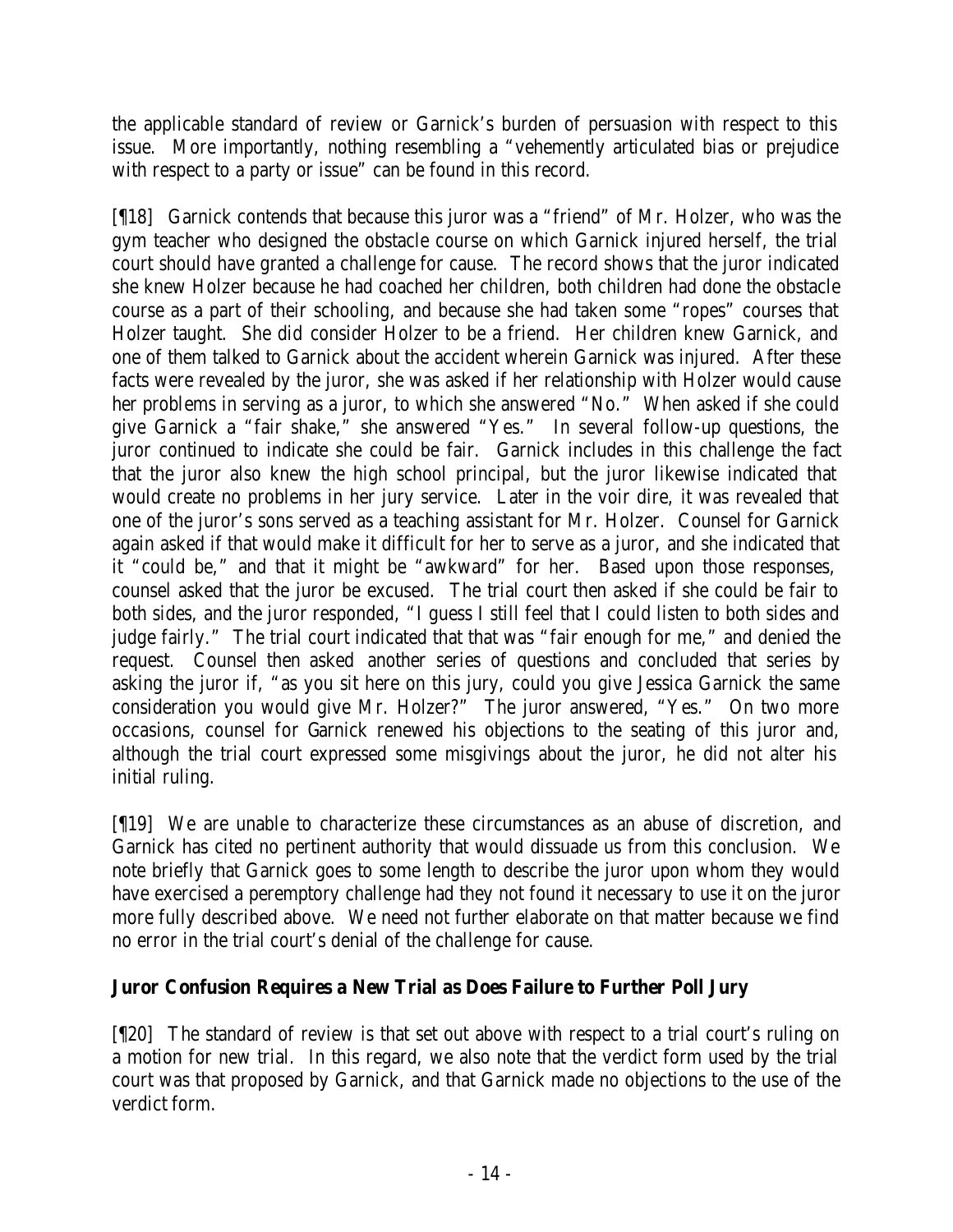the applicable standard of review or Garnick's burden of persuasion with respect to this issue. More importantly, nothing resembling a "vehemently articulated bias or prejudice with respect to a party or issue" can be found in this record.

[¶18] Garnick contends that because this juror was a "friend" of Mr. Holzer, who was the gym teacher who designed the obstacle course on which Garnick injured herself, the trial court should have granted a challenge for cause. The record shows that the juror indicated she knew Holzer because he had coached her children, both children had done the obstacle course as a part of their schooling, and because she had taken some "ropes" courses that Holzer taught. She did consider Holzer to be a friend. Her children knew Garnick, and one of them talked to Garnick about the accident wherein Garnick was injured. After these facts were revealed by the juror, she was asked if her relationship with Holzer would cause her problems in serving as a juror, to which she answered "No." When asked if she could give Garnick a "fair shake," she answered "Yes." In several follow-up questions, the juror continued to indicate she could be fair. Garnick includes in this challenge the fact that the juror also knew the high school principal, but the juror likewise indicated that would create no problems in her jury service. Later in the voir dire, it was revealed that one of the juror's sons served as a teaching assistant for Mr. Holzer. Counsel for Garnick again asked if that would make it difficult for her to serve as a juror, and she indicated that it "could be," and that it might be "awkward" for her. Based upon those responses, counsel asked that the juror be excused. The trial court then asked if she could be fair to both sides, and the juror responded, "I guess I still feel that I could listen to both sides and judge fairly." The trial court indicated that that was "fair enough for me," and denied the request. Counsel then asked another series of questions and concluded that series by asking the juror if, "as you sit here on this jury, could you give Jessica Garnick the same consideration you would give Mr. Holzer?" The juror answered, "Yes." On two more occasions, counsel for Garnick renewed his objections to the seating of this juror and, although the trial court expressed some misgivings about the juror, he did not alter his initial ruling.

[¶19] We are unable to characterize these circumstances as an abuse of discretion, and Garnick has cited no pertinent authority that would dissuade us from this conclusion. We note briefly that Garnick goes to some length to describe the juror upon whom they would have exercised a peremptory challenge had they not found it necessary to use it on the juror more fully described above. We need not further elaborate on that matter because we find no error in the trial court's denial of the challenge for cause.

**Juror Confusion Requires a New Trial as Does Failure to Further Poll Jury**

[¶20] The standard of review is that set out above with respect to a trial court's ruling on a motion for new trial. In this regard, we also note that the verdict form used by the trial court was that proposed by Garnick, and that Garnick made no objections to the use of the verdict form.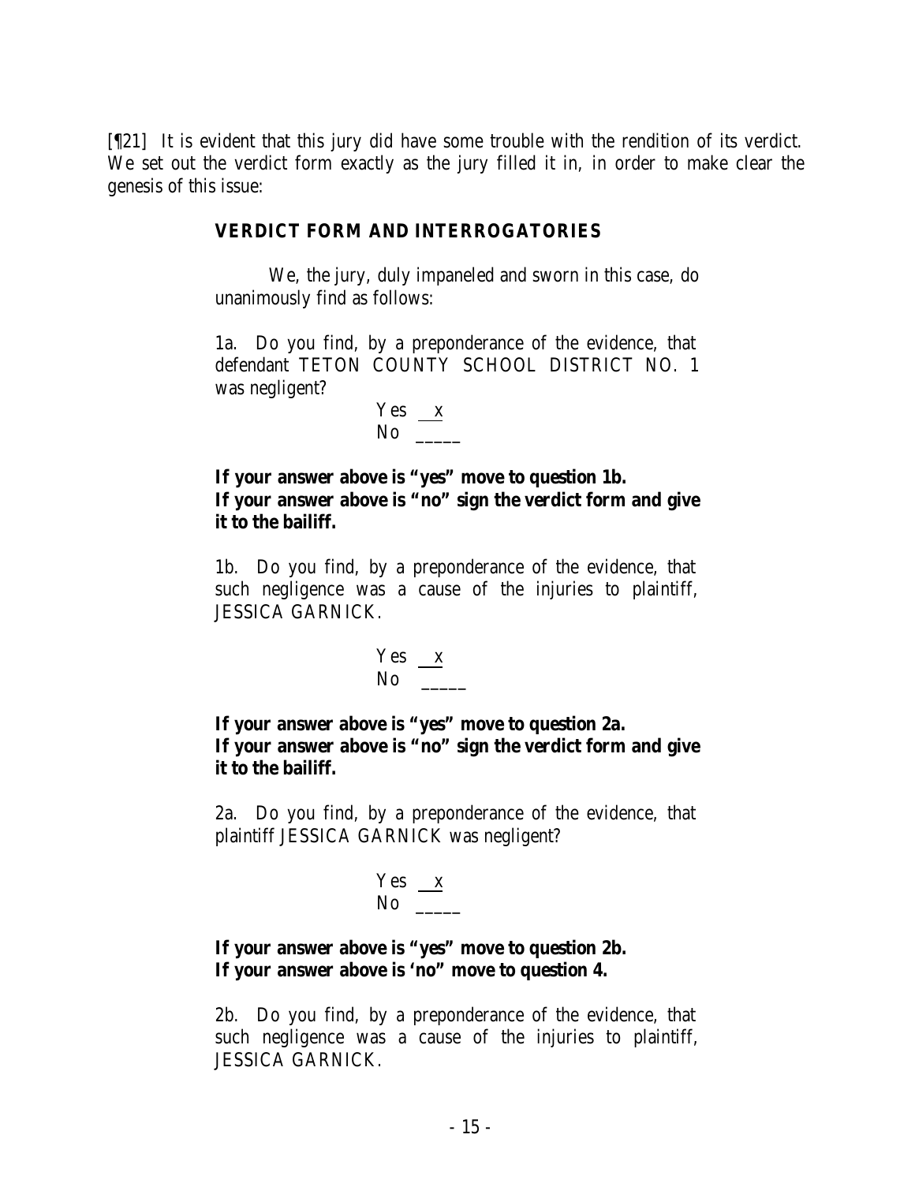[¶21] It is evident that this jury did have some trouble with the rendition of its verdict. We set out the verdict form exactly as the jury filled it in, in order to make clear the genesis of this issue:

**VERDICT FORM AND INTERROGATORIES**

We, the jury, duly impaneled and sworn in this case, do unanimously find as follows:

1a. Do you find, by a preponderance of the evidence, that defendant TETON COUNTY SCHOOL DISTRICT NO. 1 was negligent?

Yes __x__
No _____

**If your answer above is "yes" move to question 1b.**
**If your answer above is "no" sign the verdict form and give it to the bailiff.**

1b. Do you find, by a preponderance of the evidence, that such negligence was a cause of the injuries to plaintiff, JESSICA GARNICK.

Yes __x__
No _____

**If your answer above is "yes" move to question 2a.**
**If your answer above is "no" sign the verdict form and give it to the bailiff.**

2a. Do you find, by a preponderance of the evidence, that plaintiff JESSICA GARNICK was negligent?

Yes __x__
No _____

**If your answer above is "yes" move to question 2b.**
**If your answer above is 'no" move to question 4.**

2b. Do you find, by a preponderance of the evidence, that such negligence was a cause of the injuries to plaintiff, JESSICA GARNICK.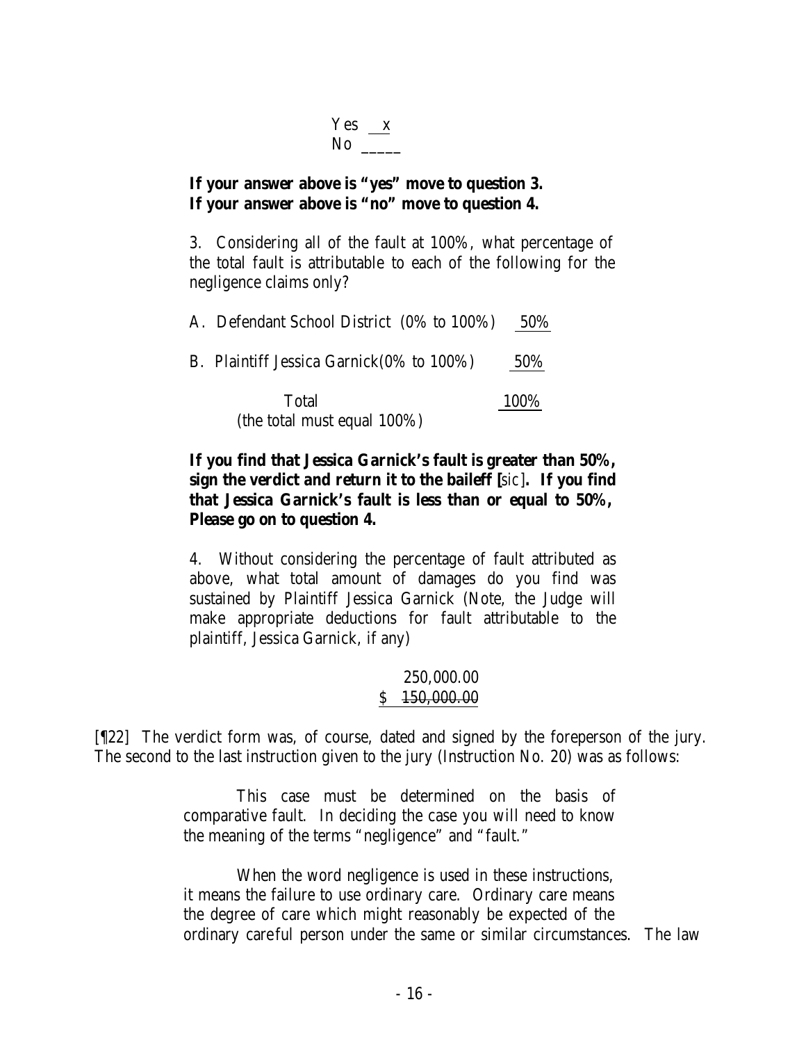Yes __x__
No _____

**If your answer above is "yes" move to question 3.**
**If your answer above is "no" move to question 4.**

3. Considering all of the fault at 100%, what percentage of the total fault is attributable to each of the following for the negligence claims only?

A. Defendant School District (0% to 100%) 50%

B. Plaintiff Jessica Garnick(0% to 100%) 50%

Total 100%
(the total must equal 100%)

**If you find that Jessica Garnick's fault is greater than 50%, sign the verdict and return it to the baileff [**sic**]. If you find that Jessica Garnick's fault is less than or equal to 50%, Please go on to question 4.**

4. Without considering the percentage of fault attributed as above, what total amount of damages do you find was sustained by Plaintiff Jessica Garnick (Note, the Judge will make appropriate deductions for fault attributable to the plaintiff, Jessica Garnick, if any)

250,000.00
$ ~~150,000.00~~

[¶22] The verdict form was, of course, dated and signed by the foreperson of the jury. The second to the last instruction given to the jury (Instruction No. 20) was as follows:

> This case must be determined on the basis of comparative fault. In deciding the case you will need to know the meaning of the terms "negligence" and "fault."
>
> When the word negligence is used in these instructions, it means the failure to use ordinary care. Ordinary care means the degree of care which might reasonably be expected of the ordinary careful person under the same or similar circumstances. The law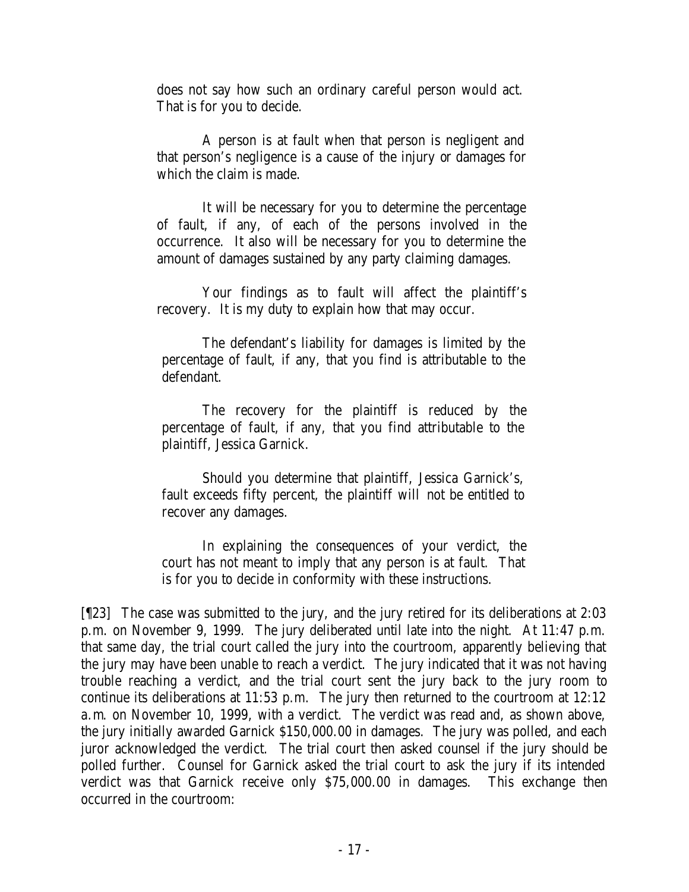does not say how such an ordinary careful person would act. That is for you to decide.

> A person is at fault when that person is negligent and that person's negligence is a cause of the injury or damages for which the claim is made.
>
> It will be necessary for you to determine the percentage of fault, if any, of each of the persons involved in the occurrence. It also will be necessary for you to determine the amount of damages sustained by any party claiming damages.
>
> Your findings as to fault will affect the plaintiff's recovery. It is my duty to explain how that may occur.
>
> The defendant's liability for damages is limited by the percentage of fault, if any, that you find is attributable to the defendant.
>
> The recovery for the plaintiff is reduced by the percentage of fault, if any, that you find attributable to the plaintiff, Jessica Garnick.
>
> Should you determine that plaintiff, Jessica Garnick's, fault exceeds fifty percent, the plaintiff will not be entitled to recover any damages.
>
> In explaining the consequences of your verdict, the court has not meant to imply that any person is at fault. That is for you to decide in conformity with these instructions.

[¶23] The case was submitted to the jury, and the jury retired for its deliberations at 2:03 p.m. on November 9, 1999. The jury deliberated until late into the night. At 11:47 p.m. that same day, the trial court called the jury into the courtroom, apparently believing that the jury may have been unable to reach a verdict. The jury indicated that it was not having trouble reaching a verdict, and the trial court sent the jury back to the jury room to continue its deliberations at 11:53 p.m. The jury then returned to the courtroom at 12:12 a.m. on November 10, 1999, with a verdict. The verdict was read and, as shown above, the jury initially awarded Garnick $150,000.00 in damages. The jury was polled, and each juror acknowledged the verdict. The trial court then asked counsel if the jury should be polled further. Counsel for Garnick asked the trial court to ask the jury if its intended verdict was that Garnick receive only $75,000.00 in damages. This exchange then occurred in the courtroom: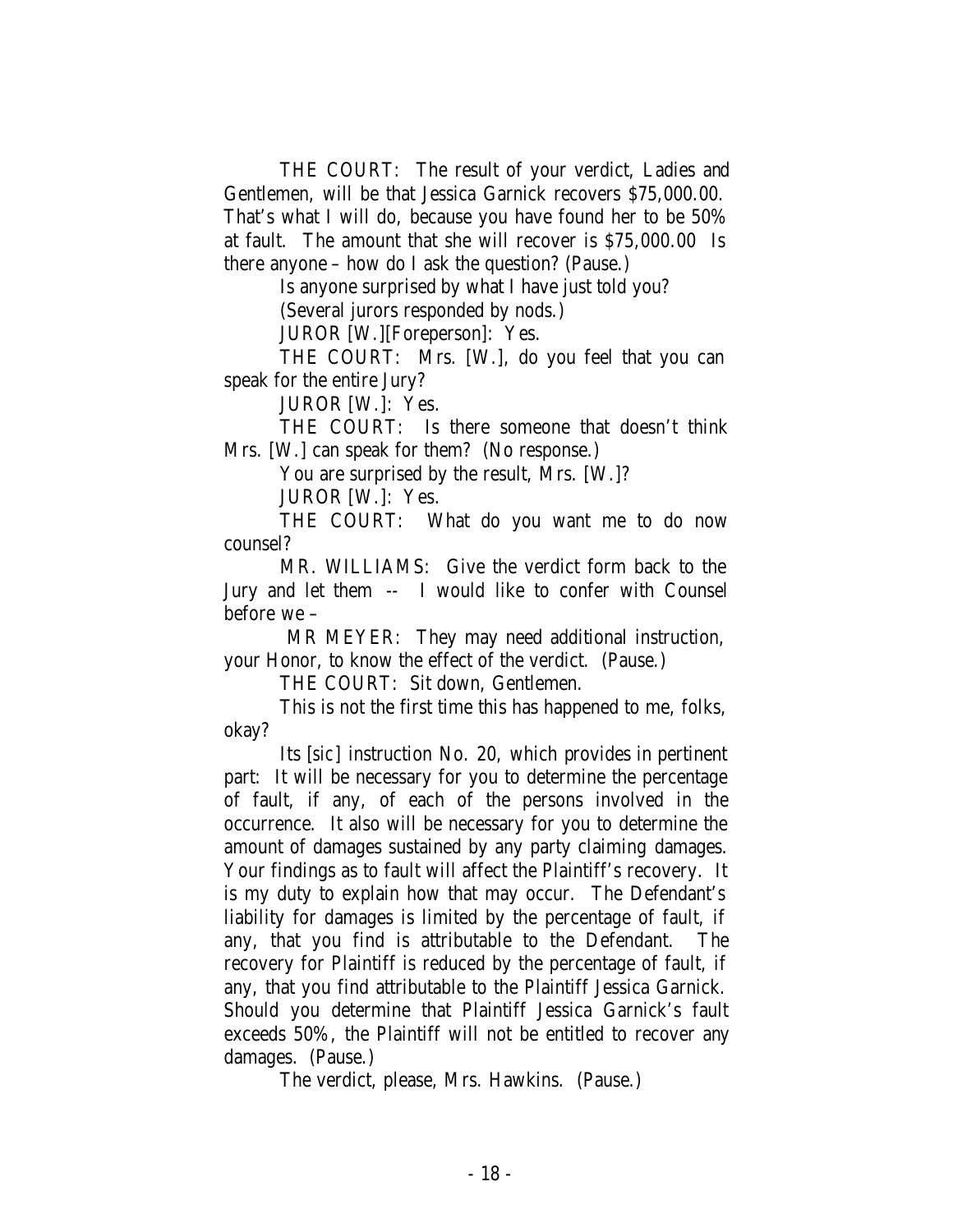THE COURT: The result of your verdict, Ladies and Gentlemen, will be that Jessica Garnick recovers $75,000.00. That's what I will do, because you have found her to be 50% at fault. The amount that she will recover is $75,000.00 Is there anyone – how do I ask the question? (Pause.)

Is anyone surprised by what I have just told you?

(Several jurors responded by nods.)

JUROR [W.][Foreperson]: Yes.

THE COURT: Mrs. [W.], do you feel that you can speak for the entire Jury?

JUROR [W.]: Yes.

THE COURT: Is there someone that doesn't think Mrs. [W.] can speak for them? (No response.)

You are surprised by the result, Mrs. [W.]?

JUROR [W.]: Yes.

THE COURT: What do you want me to do now counsel?

MR. WILLIAMS: Give the verdict form back to the Jury and let them -- I would like to confer with Counsel before we –

MR MEYER: They may need additional instruction, your Honor, to know the effect of the verdict. (Pause.)

THE COURT: Sit down, Gentlemen.

This is not the first time this has happened to me, folks, okay?

Its [sic] instruction No. 20, which provides in pertinent part: It will be necessary for you to determine the percentage of fault, if any, of each of the persons involved in the occurrence. It also will be necessary for you to determine the amount of damages sustained by any party claiming damages. Your findings as to fault will affect the Plaintiff's recovery. It is my duty to explain how that may occur. The Defendant's liability for damages is limited by the percentage of fault, if any, that you find is attributable to the Defendant. The recovery for Plaintiff is reduced by the percentage of fault, if any, that you find attributable to the Plaintiff Jessica Garnick. Should you determine that Plaintiff Jessica Garnick's fault exceeds 50%, the Plaintiff will not be entitled to recover any damages. (Pause.)

The verdict, please, Mrs. Hawkins. (Pause.)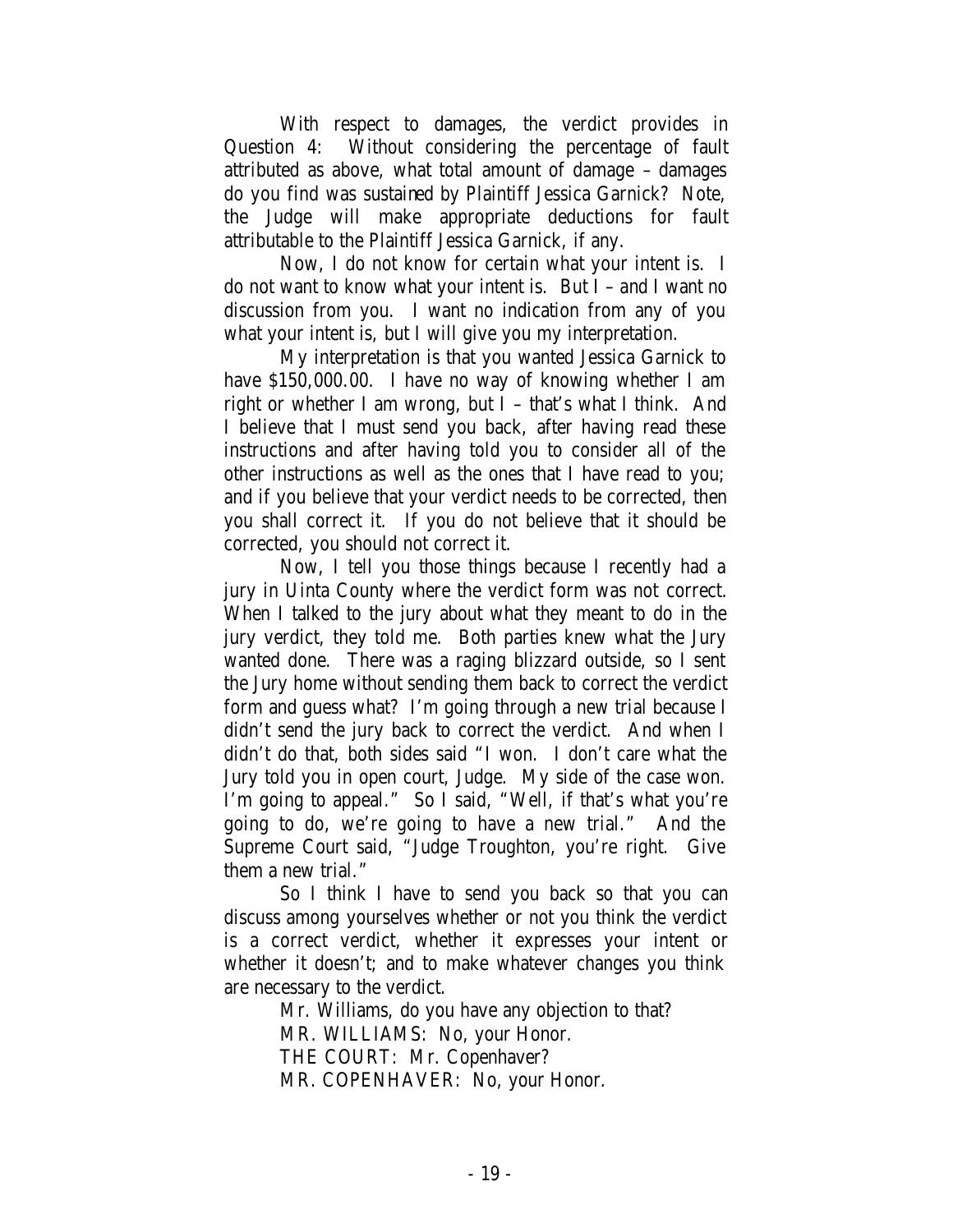With respect to damages, the verdict provides in Question 4: Without considering the percentage of fault attributed as above, what total amount of damage – damages do you find was sustained by Plaintiff Jessica Garnick? Note, the Judge will make appropriate deductions for fault attributable to the Plaintiff Jessica Garnick, if any.

Now, I do not know for certain what your intent is. I do not want to know what your intent is. But I – and I want no discussion from you. I want no indication from any of you what your intent is, but I will give you my interpretation.

My interpretation is that you wanted Jessica Garnick to have $150,000.00. I have no way of knowing whether I am right or whether I am wrong, but I – that's what I think. And I believe that I must send you back, after having read these instructions and after having told you to consider all of the other instructions as well as the ones that I have read to you; and if you believe that your verdict needs to be corrected, then you shall correct it. If you do not believe that it should be corrected, you should not correct it.

Now, I tell you those things because I recently had a jury in Uinta County where the verdict form was not correct. When I talked to the jury about what they meant to do in the jury verdict, they told me. Both parties knew what the Jury wanted done. There was a raging blizzard outside, so I sent the Jury home without sending them back to correct the verdict form and guess what? I'm going through a new trial because I didn't send the jury back to correct the verdict. And when I didn't do that, both sides said "I won. I don't care what the Jury told you in open court, Judge. My side of the case won. I'm going to appeal." So I said, "Well, if that's what you're going to do, we're going to have a new trial." And the Supreme Court said, "Judge Troughton, you're right. Give them a new trial."

So I think I have to send you back so that you can discuss among yourselves whether or not you think the verdict is a correct verdict, whether it expresses your intent or whether it doesn't; and to make whatever changes you think are necessary to the verdict.

Mr. Williams, do you have any objection to that?

MR. WILLIAMS: No, your Honor.

THE COURT: Mr. Copenhaver?

MR. COPENHAVER: No, your Honor.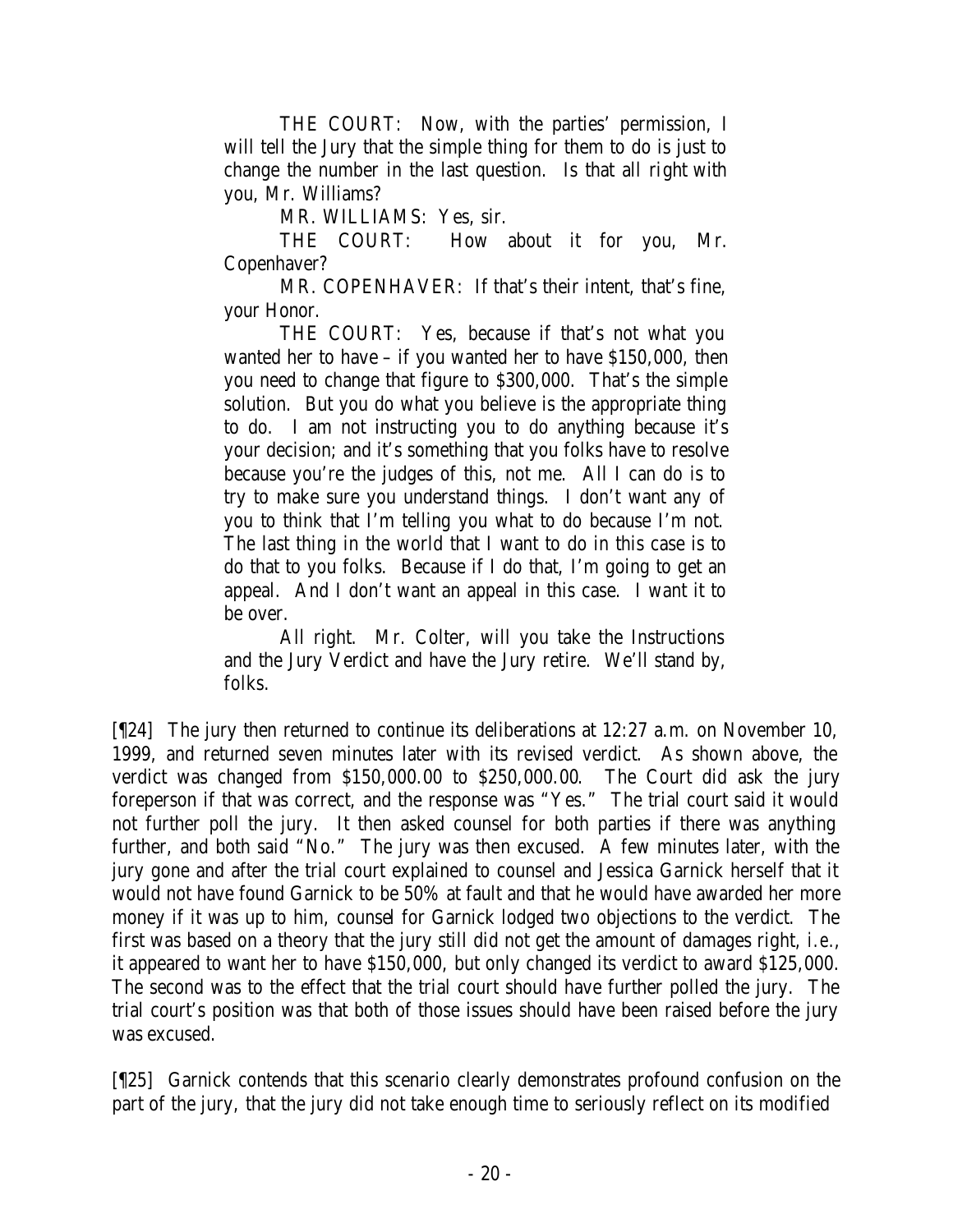THE COURT: Now, with the parties' permission, I will tell the Jury that the simple thing for them to do is just to change the number in the last question. Is that all right with you, Mr. Williams?

MR. WILLIAMS: Yes, sir.

THE COURT: How about it for you, Mr. Copenhaver?

MR. COPENHAVER: If that's their intent, that's fine, your Honor.

THE COURT: Yes, because if that's not what you wanted her to have – if you wanted her to have $150,000, then you need to change that figure to $300,000. That's the simple solution. But you do what you believe is the appropriate thing to do. I am not instructing you to do anything because it's your decision; and it's something that you folks have to resolve because you're the judges of this, not me. All I can do is to try to make sure you understand things. I don't want any of you to think that I'm telling you what to do because I'm not. The last thing in the world that I want to do in this case is to do that to you folks. Because if I do that, I'm going to get an appeal. And I don't want an appeal in this case. I want it to be over.

All right. Mr. Colter, will you take the Instructions and the Jury Verdict and have the Jury retire. We'll stand by, folks.

[¶24] The jury then returned to continue its deliberations at 12:27 a.m. on November 10, 1999, and returned seven minutes later with its revised verdict. As shown above, the verdict was changed from $150,000.00 to $250,000.00. The Court did ask the jury foreperson if that was correct, and the response was "Yes." The trial court said it would not further poll the jury. It then asked counsel for both parties if there was anything further, and both said "No." The jury was then excused. A few minutes later, with the jury gone and after the trial court explained to counsel and Jessica Garnick herself that it would not have found Garnick to be 50% at fault and that he would have awarded her more money if it was up to him, counsel for Garnick lodged two objections to the verdict. The first was based on a theory that the jury still did not get the amount of damages right, *i.e.*, it appeared to want her to have $150,000, but only changed its verdict to award $125,000. The second was to the effect that the trial court should have further polled the jury. The trial court's position was that both of those issues should have been raised before the jury was excused.

[¶25] Garnick contends that this scenario clearly demonstrates profound confusion on the part of the jury, that the jury did not take enough time to seriously reflect on its modified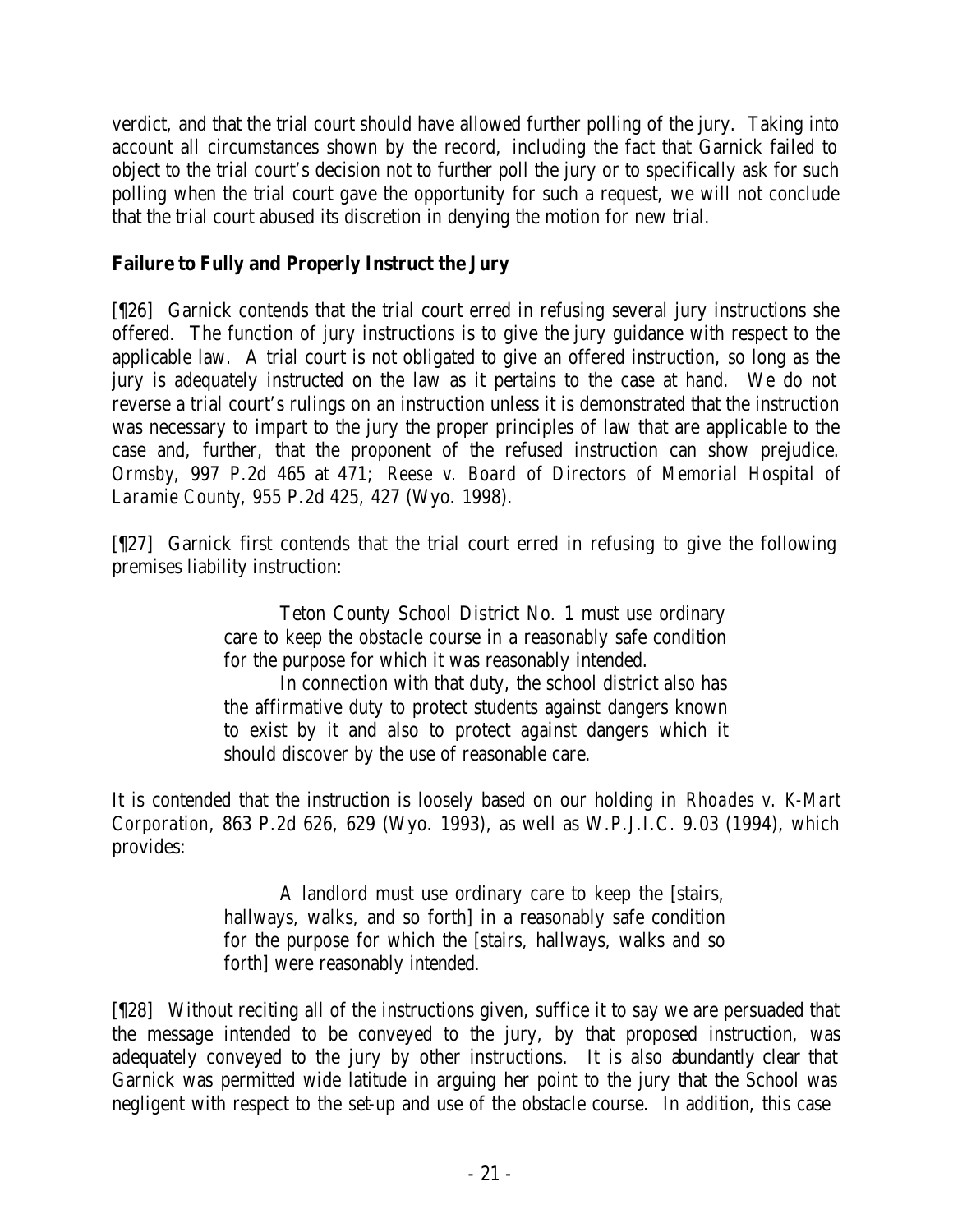verdict, and that the trial court should have allowed further polling of the jury. Taking into account all circumstances shown by the record, including the fact that Garnick failed to object to the trial court's decision not to further poll the jury or to specifically ask for such polling when the trial court gave the opportunity for such a request, we will not conclude that the trial court abused its discretion in denying the motion for new trial.

**Failure to Fully and Properly Instruct the Jury**

[¶26] Garnick contends that the trial court erred in refusing several jury instructions she offered. The function of jury instructions is to give the jury guidance with respect to the applicable law. A trial court is not obligated to give an offered instruction, so long as the jury is adequately instructed on the law as it pertains to the case at hand. We do not reverse a trial court's rulings on an instruction unless it is demonstrated that the instruction was necessary to impart to the jury the proper principles of law that are applicable to the case and, further, that the proponent of the refused instruction can show prejudice. *Ormsby*, 997 P.2d 465 at 471; *Reese v. Board of Directors of Memorial Hospital of Laramie County*, 955 P.2d 425, 427 (Wyo. 1998).

[¶27] Garnick first contends that the trial court erred in refusing to give the following premises liability instruction:

> Teton County School District No. 1 must use ordinary care to keep the obstacle course in a reasonably safe condition for the purpose for which it was reasonably intended.
>
> In connection with that duty, the school district also has the affirmative duty to protect students against dangers known to exist by it and also to protect against dangers which it should discover by the use of reasonable care.

It is contended that the instruction is loosely based on our holding in *Rhoades v. K-Mart Corporation*, 863 P.2d 626, 629 (Wyo. 1993), as well as W.P.J.I.C. 9.03 (1994), which provides:

> A landlord must use ordinary care to keep the [stairs, hallways, walks, and so forth] in a reasonably safe condition for the purpose for which the [stairs, hallways, walks and so forth] were reasonably intended.

[¶28] Without reciting all of the instructions given, suffice it to say we are persuaded that the message intended to be conveyed to the jury, by that proposed instruction, was adequately conveyed to the jury by other instructions. It is also abundantly clear that Garnick was permitted wide latitude in arguing her point to the jury that the School was negligent with respect to the set-up and use of the obstacle course. In addition, this case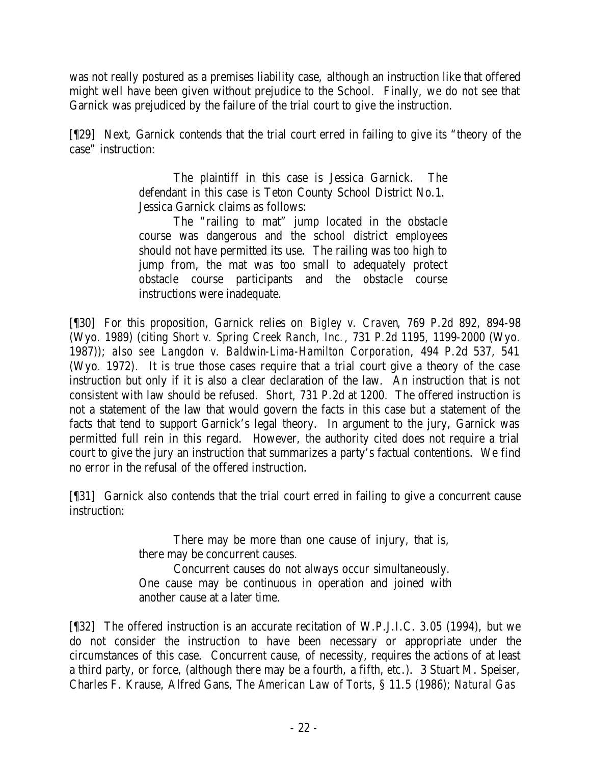was not really postured as a premises liability case, although an instruction like that offered might well have been given without prejudice to the School. Finally, we do not see that Garnick was prejudiced by the failure of the trial court to give the instruction.

[¶29] Next, Garnick contends that the trial court erred in failing to give its "theory of the case" instruction:

> The plaintiff in this case is Jessica Garnick. The defendant in this case is Teton County School District No.1. Jessica Garnick claims as follows:
>
> The "railing to mat" jump located in the obstacle course was dangerous and the school district employees should not have permitted its use. The railing was too high to jump from, the mat was too small to adequately protect obstacle course participants and the obstacle course instructions were inadequate.

[¶30] For this proposition, Garnick relies on *Bigley v. Craven*, 769 P.2d 892, 894-98 (Wyo. 1989) (citing *Short v. Spring Creek Ranch, Inc.*, 731 P.2d 1195, 1199-2000 (Wyo. 1987)); *also see Langdon v. Baldwin-Lima-Hamilton Corporation*, 494 P.2d 537, 541 (Wyo. 1972). It is true those cases require that a trial court give a theory of the case instruction but only if it is also a clear declaration of the law. An instruction that is not consistent with law should be refused. *Short*, 731 P.2d at 1200. The offered instruction is not a statement of the law that would govern the facts in this case but a statement of the facts that tend to support Garnick's legal theory. In argument to the jury, Garnick was permitted full rein in this regard. However, the authority cited does not require a trial court to give the jury an instruction that summarizes a party's factual contentions. We find no error in the refusal of the offered instruction.

[¶31] Garnick also contends that the trial court erred in failing to give a concurrent cause instruction:

> There may be more than one cause of injury, that is, there may be concurrent causes.
>
> Concurrent causes do not always occur simultaneously. One cause may be continuous in operation and joined with another cause at a later time.

[¶32] The offered instruction is an accurate recitation of W.P.J.I.C. 3.05 (1994), but we do not consider the instruction to have been necessary or appropriate under the circumstances of this case. Concurrent cause, of necessity, requires the actions of at least a third party, or force, (although there may be a fourth, a fifth, etc.). 3 Stuart M. Speiser, Charles F. Krause, Alfred Gans, *The American Law of Torts*, § 11.5 (1986); *Natural Gas*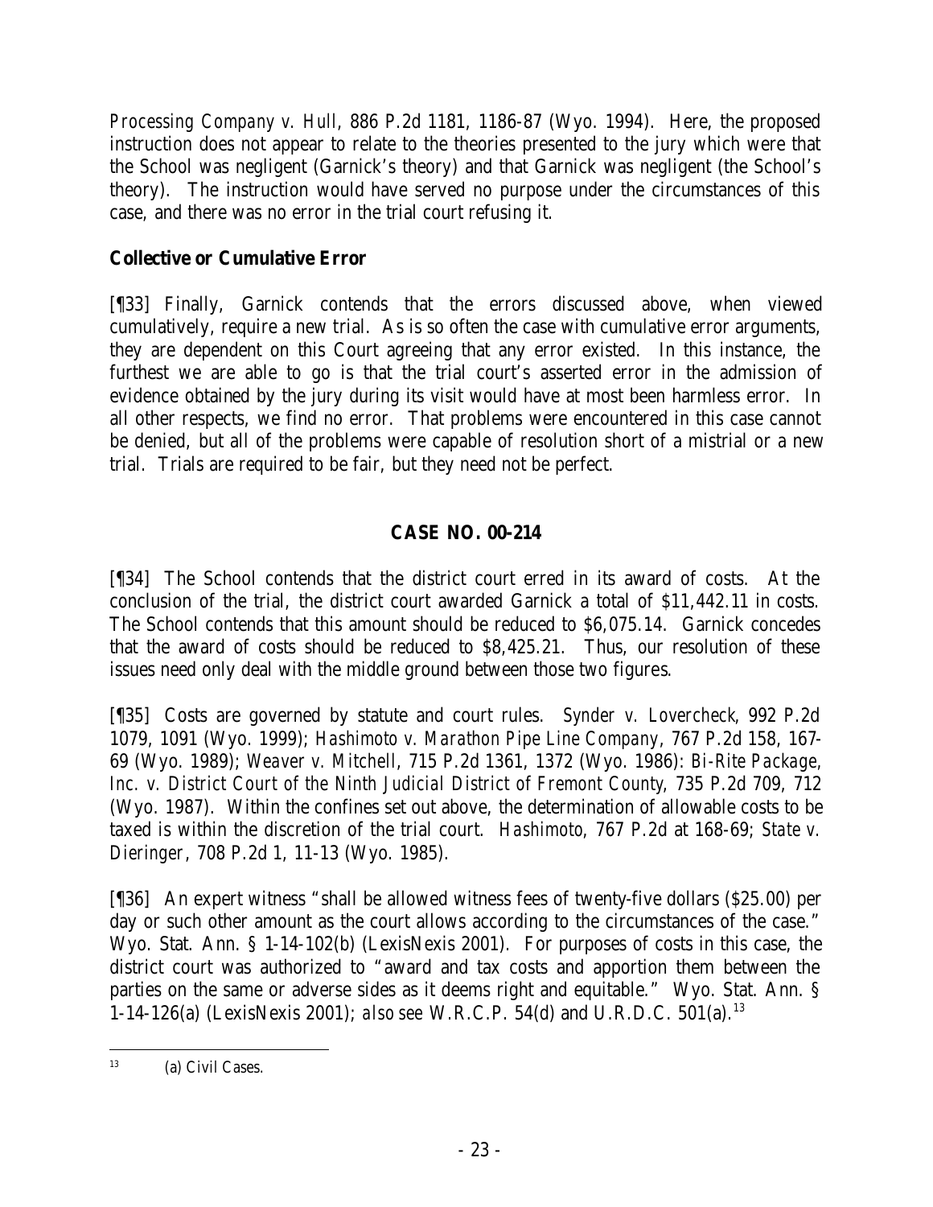*Processing Company v. Hull*, 886 P.2d 1181, 1186-87 (Wyo. 1994). Here, the proposed instruction does not appear to relate to the theories presented to the jury which were that the School was negligent (Garnick's theory) and that Garnick was negligent (the School's theory). The instruction would have served no purpose under the circumstances of this case, and there was no error in the trial court refusing it.

**Collective or Cumulative Error**

[¶33] Finally, Garnick contends that the errors discussed above, when viewed cumulatively, require a new trial. As is so often the case with cumulative error arguments, they are dependent on this Court agreeing that any error existed. In this instance, the furthest we are able to go is that the trial court's asserted error in the admission of evidence obtained by the jury during its visit would have at most been harmless error. In all other respects, we find no error. That problems were encountered in this case cannot be denied, but all of the problems were capable of resolution short of a mistrial or a new trial. Trials are required to be fair, but they need not be perfect.

**CASE NO. 00-214**

[¶34] The School contends that the district court erred in its award of costs. At the conclusion of the trial, the district court awarded Garnick a total of $11,442.11 in costs. The School contends that this amount should be reduced to $6,075.14. Garnick concedes that the award of costs should be reduced to $8,425.21. Thus, our resolution of these issues need only deal with the middle ground between those two figures.

[¶35] Costs are governed by statute and court rules. *Synder v. Lovercheck*, 992 P.2d 1079, 1091 (Wyo. 1999); *Hashimoto v. Marathon Pipe Line Company*, 767 P.2d 158, 167-69 (Wyo. 1989); *Weaver v. Mitchell*, 715 P.2d 1361, 1372 (Wyo. 1986): *Bi-Rite Package, Inc. v. District Court of the Ninth Judicial District of Fremont County*, 735 P.2d 709, 712 (Wyo. 1987). Within the confines set out above, the determination of allowable costs to be taxed is within the discretion of the trial court. *Hashimoto*, 767 P.2d at 168-69; *State v. Dieringer*, 708 P.2d 1, 11-13 (Wyo. 1985).

[¶36] An expert witness "shall be allowed witness fees of twenty-five dollars ($25.00) per day or such other amount as the court allows according to the circumstances of the case." Wyo. Stat. Ann. § 1-14-102(b) (LexisNexis 2001). For purposes of costs in this case, the district court was authorized to "award and tax costs and apportion them between the parties on the same or adverse sides as it deems right and equitable." Wyo. Stat. Ann. § 1-14-126(a) (LexisNexis 2001); *also see* W.R.C.P. 54(d) and U.R.D.C. 501(a).[13]

---

[13] (a) Civil Cases.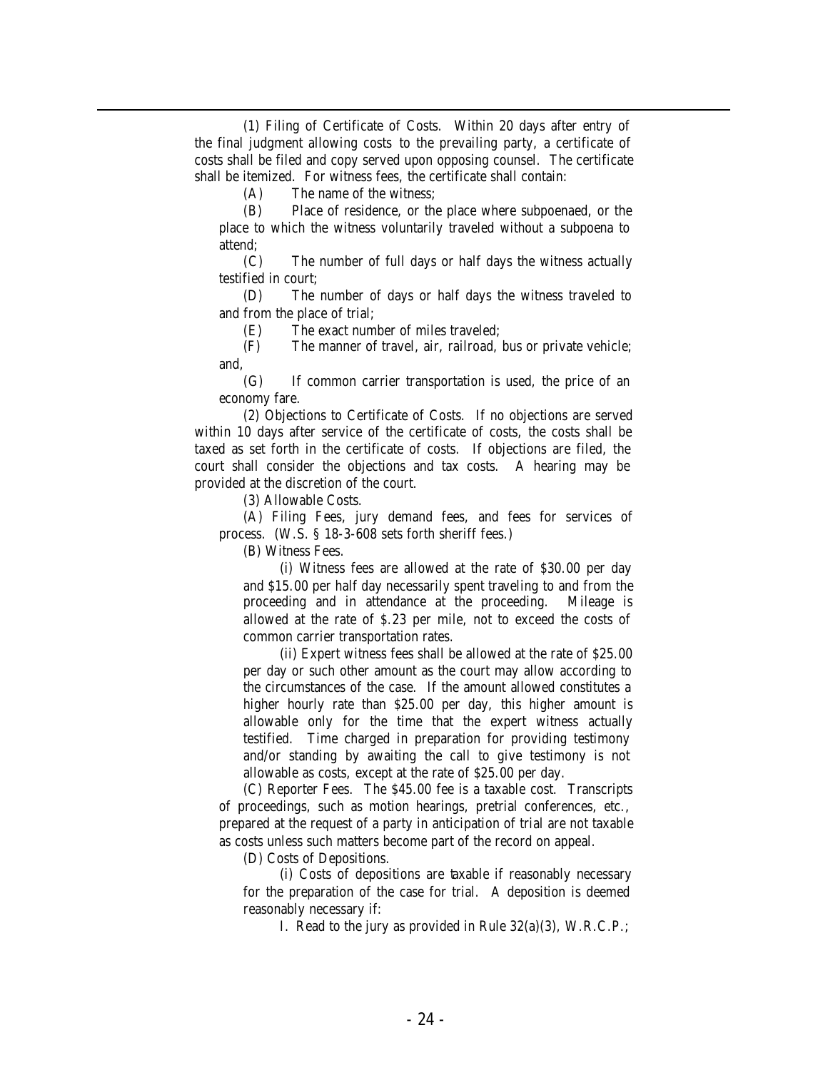(1) Filing of Certificate of Costs. Within 20 days after entry of the final judgment allowing costs to the prevailing party, a certificate of costs shall be filed and copy served upon opposing counsel. The certificate shall be itemized. For witness fees, the certificate shall contain:

(A) The name of the witness;

(B) Place of residence, or the place where subpoenaed, or the place to which the witness voluntarily traveled without a subpoena to attend;

(C) The number of full days or half days the witness actually testified in court;

(D) The number of days or half days the witness traveled to and from the place of trial;

(E) The exact number of miles traveled;

(F) The manner of travel, air, railroad, bus or private vehicle; and,

(G) If common carrier transportation is used, the price of an economy fare.

(2) Objections to Certificate of Costs. If no objections are served within 10 days after service of the certificate of costs, the costs shall be taxed as set forth in the certificate of costs. If objections are filed, the court shall consider the objections and tax costs. A hearing may be provided at the discretion of the court.

(3) Allowable Costs.

(A) Filing Fees, jury demand fees, and fees for services of process. (W.S. § 18-3-608 sets forth sheriff fees.)

(B) Witness Fees.

(i) Witness fees are allowed at the rate of $30.00 per day and $15.00 per half day necessarily spent traveling to and from the proceeding and in attendance at the proceeding. Mileage is allowed at the rate of $.23 per mile, not to exceed the costs of common carrier transportation rates.

(ii) Expert witness fees shall be allowed at the rate of $25.00 per day or such other amount as the court may allow according to the circumstances of the case. If the amount allowed constitutes a higher hourly rate than $25.00 per day, this higher amount is allowable only for the time that the expert witness actually testified. Time charged in preparation for providing testimony and/or standing by awaiting the call to give testimony is not allowable as costs, except at the rate of $25.00 per day.

(C) Reporter Fees. The $45.00 fee is a taxable cost. Transcripts of proceedings, such as motion hearings, pretrial conferences, etc., prepared at the request of a party in anticipation of trial are not taxable as costs unless such matters become part of the record on appeal.

(D) Costs of Depositions.

(i) Costs of depositions are taxable if reasonably necessary for the preparation of the case for trial. A deposition is deemed reasonably necessary if:

I. Read to the jury as provided in Rule 32(a)(3), W.R.C.P.;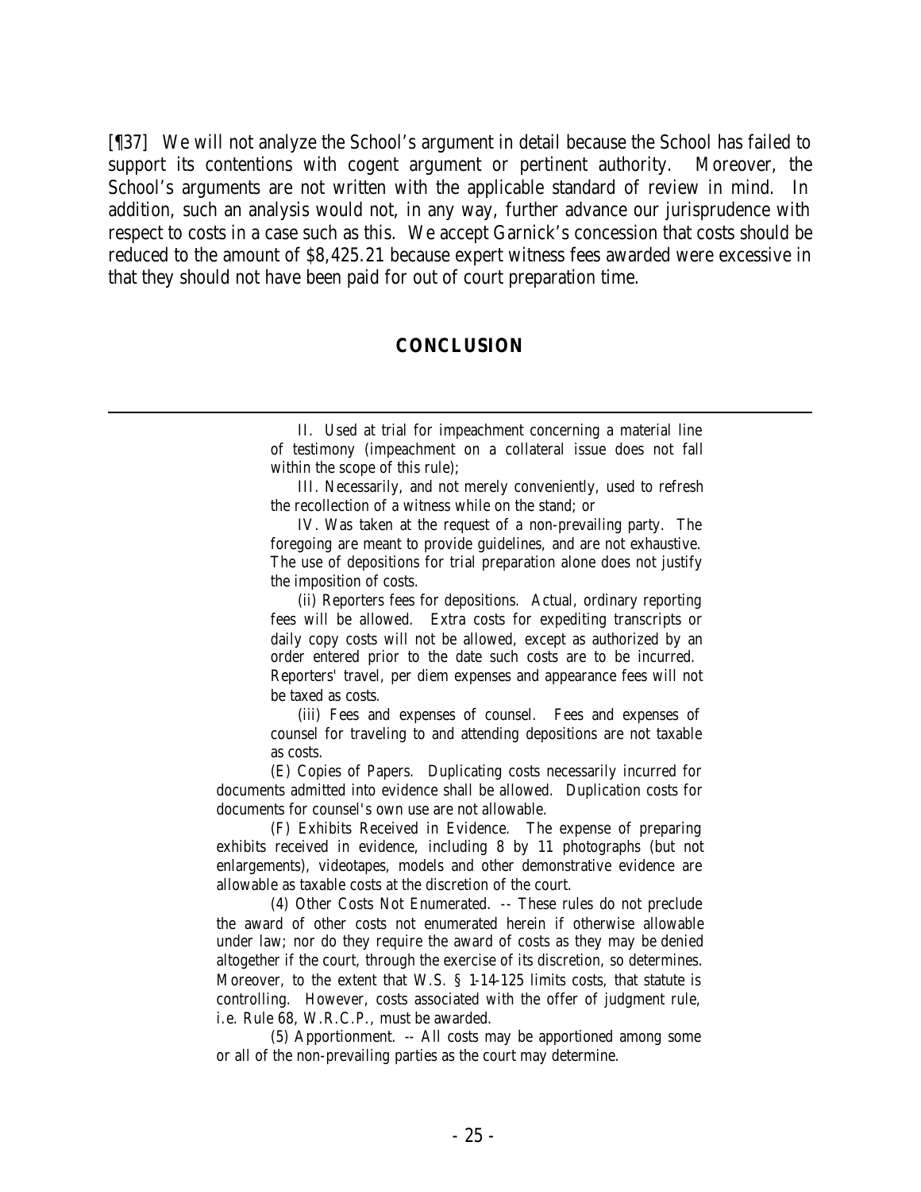[¶37] We will not analyze the School's argument in detail because the School has failed to support its contentions with cogent argument or pertinent authority. Moreover, the School's arguments are not written with the applicable standard of review in mind. In addition, such an analysis would not, in any way, further advance our jurisprudence with respect to costs in a case such as this. We accept Garnick's concession that costs should be reduced to the amount of $8,425.21 because expert witness fees awarded were excessive in that they should not have been paid for out of court preparation time.

## CONCLUSION

---

II. Used at trial for impeachment concerning a material line of testimony (impeachment on a collateral issue does not fall within the scope of this rule);

III. Necessarily, and not merely conveniently, used to refresh the recollection of a witness while on the stand; or

IV. Was taken at the request of a non-prevailing party. The foregoing are meant to provide guidelines, and are not exhaustive. The use of depositions for trial preparation alone does not justify the imposition of costs.

(ii) Reporters fees for depositions. Actual, ordinary reporting fees will be allowed. Extra costs for expediting transcripts or daily copy costs will not be allowed, except as authorized by an order entered prior to the date such costs are to be incurred. Reporters' travel, per diem expenses and appearance fees will not be taxed as costs.

(iii) Fees and expenses of counsel. Fees and expenses of counsel for traveling to and attending depositions are not taxable as costs.

(E) Copies of Papers. Duplicating costs necessarily incurred for documents admitted into evidence shall be allowed. Duplication costs for documents for counsel's own use are not allowable.

(F) Exhibits Received in Evidence. The expense of preparing exhibits received in evidence, including 8 by 11 photographs (but not enlargements), videotapes, models and other demonstrative evidence are allowable as taxable costs at the discretion of the court.

(4) Other Costs Not Enumerated. -- These rules do not preclude the award of other costs not enumerated herein if otherwise allowable under law; nor do they require the award of costs as they may be denied altogether if the court, through the exercise of its discretion, so determines. Moreover, to the extent that W.S. § 1-14-125 limits costs, that statute is controlling. However, costs associated with the offer of judgment rule, i.e. Rule 68, W.R.C.P., must be awarded.

(5) Apportionment. -- All costs may be apportioned among some or all of the non-prevailing parties as the court may determine.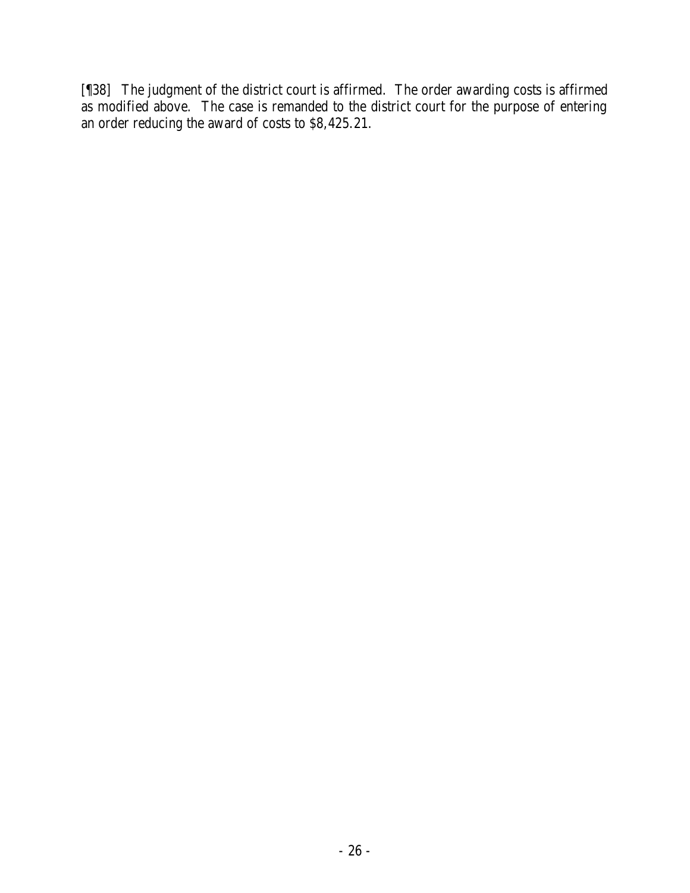[¶38] The judgment of the district court is affirmed. The order awarding costs is affirmed as modified above. The case is remanded to the district court for the purpose of entering an order reducing the award of costs to $8,425.21.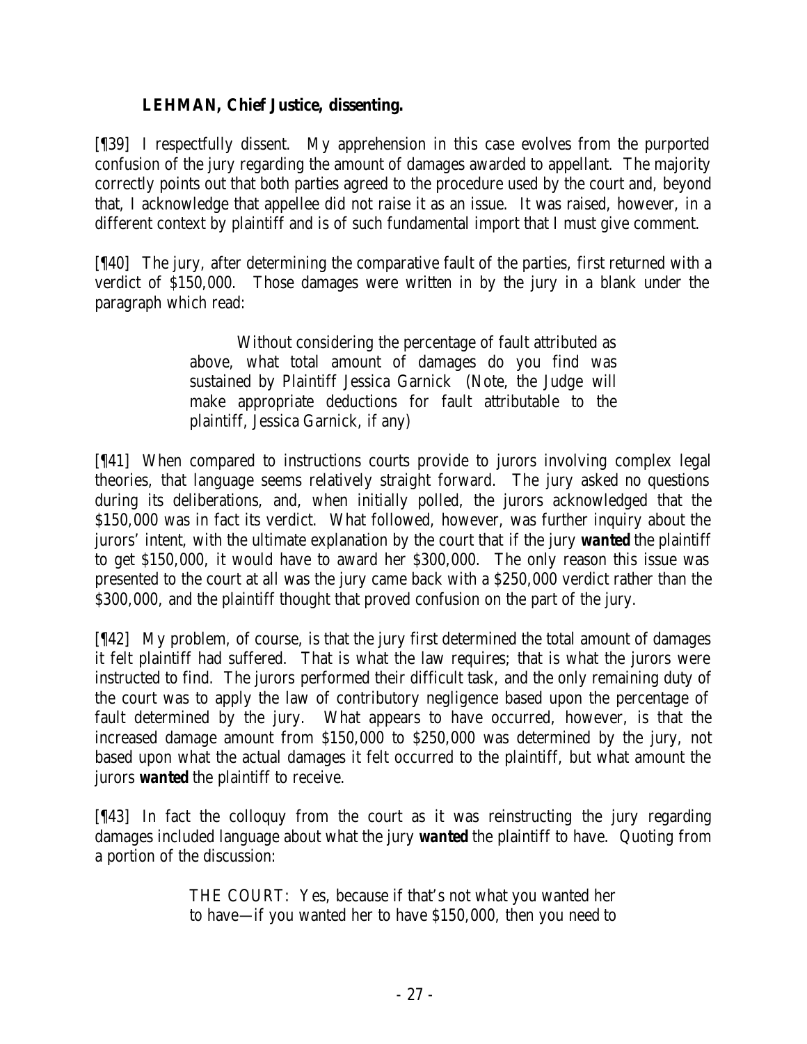**LEHMAN, Chief Justice, dissenting.**

[¶39] I respectfully dissent. My apprehension in this case evolves from the purported confusion of the jury regarding the amount of damages awarded to appellant. The majority correctly points out that both parties agreed to the procedure used by the court and, beyond that, I acknowledge that appellee did not raise it as an issue. It was raised, however, in a different context by plaintiff and is of such fundamental import that I must give comment.

[¶40] The jury, after determining the comparative fault of the parties, first returned with a verdict of $150,000. Those damages were written in by the jury in a blank under the paragraph which read:

> Without considering the percentage of fault attributed as above, what total amount of damages do you find was sustained by Plaintiff Jessica Garnick (Note, the Judge will make appropriate deductions for fault attributable to the plaintiff, Jessica Garnick, if any)

[¶41] When compared to instructions courts provide to jurors involving complex legal theories, that language seems relatively straight forward. The jury asked no questions during its deliberations, and, when initially polled, the jurors acknowledged that the $150,000 was in fact its verdict. What followed, however, was further inquiry about the jurors' intent, with the ultimate explanation by the court that if the jury ***wanted*** the plaintiff to get $150,000, it would have to award her $300,000. The only reason this issue was presented to the court at all was the jury came back with a $250,000 verdict rather than the $300,000, and the plaintiff thought that proved confusion on the part of the jury.

[¶42] My problem, of course, is that the jury first determined the total amount of damages it felt plaintiff had suffered. That is what the law requires; that is what the jurors were instructed to find. The jurors performed their difficult task, and the only remaining duty of the court was to apply the law of contributory negligence based upon the percentage of fault determined by the jury. What appears to have occurred, however, is that the increased damage amount from $150,000 to $250,000 was determined by the jury, not based upon what the actual damages it felt occurred to the plaintiff, but what amount the jurors ***wanted*** the plaintiff to receive.

[¶43] In fact the colloquy from the court as it was reinstructing the jury regarding damages included language about what the jury ***wanted*** the plaintiff to have. Quoting from a portion of the discussion:

> THE COURT: Yes, because if that's not what you wanted her to have—if you wanted her to have $150,000, then you need to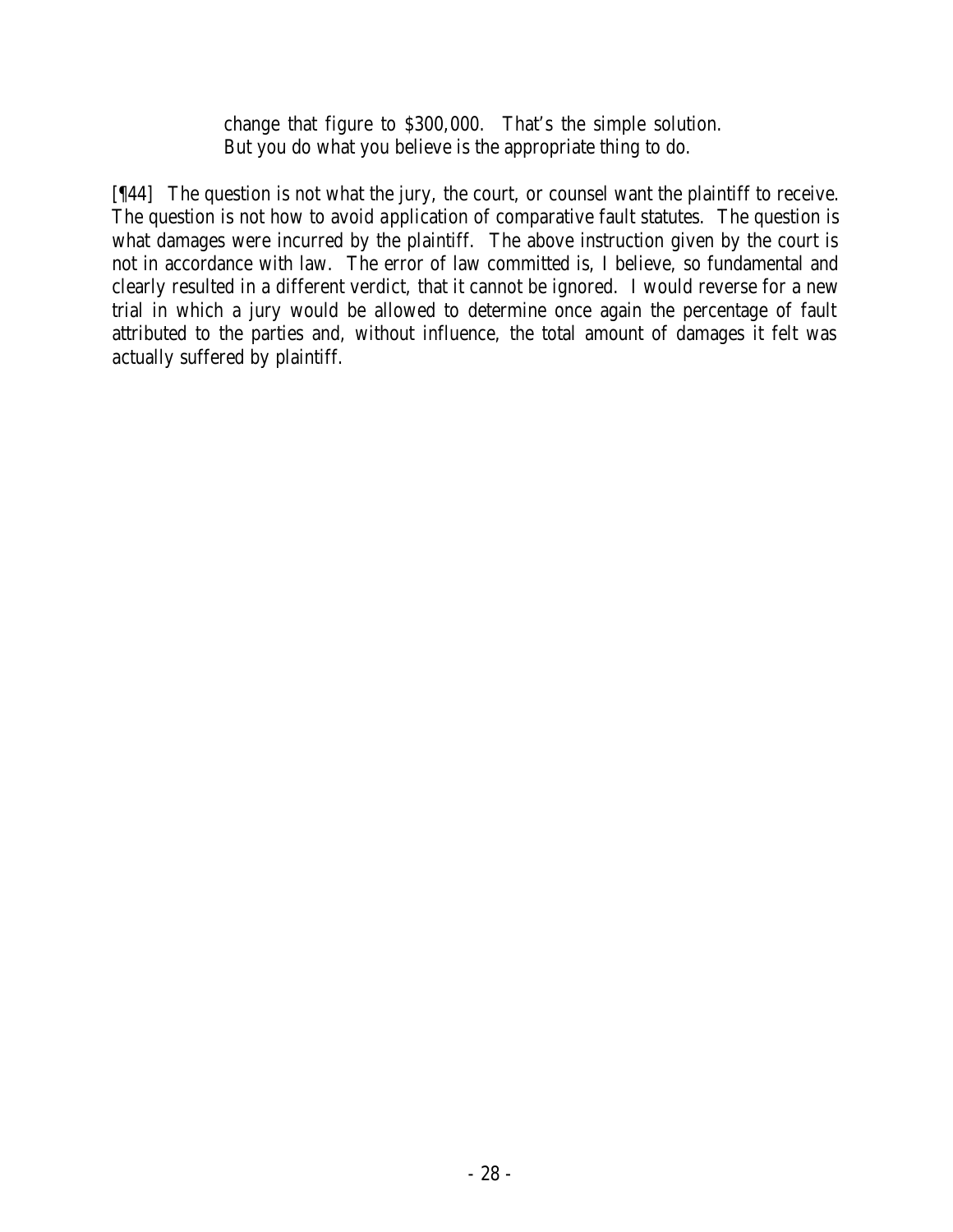> change that figure to \$300,000. That's the simple solution. But you do what you believe is the appropriate thing to do.

[¶44] The question is not what the jury, the court, or counsel want the plaintiff to receive. The question is not how to avoid application of comparative fault statutes. The question is what damages were incurred by the plaintiff. The above instruction given by the court is not in accordance with law. The error of law committed is, I believe, so fundamental and clearly resulted in a different verdict, that it cannot be ignored. I would reverse for a new trial in which a jury would be allowed to determine once again the percentage of fault attributed to the parties and, without influence, the total amount of damages it felt was actually suffered by plaintiff.